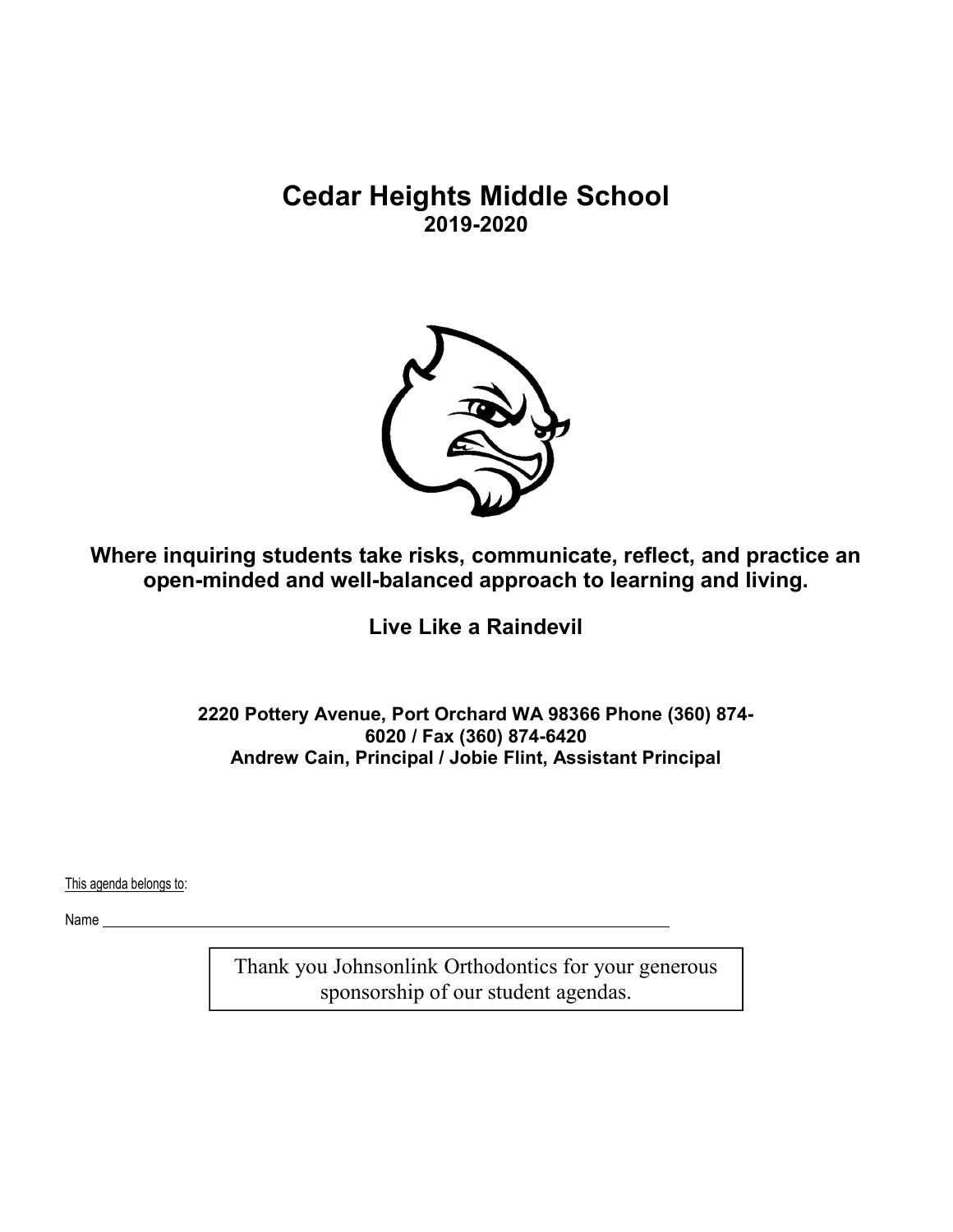# Cedar Heights Middle School

**2019-2020**

**Where inquiring students take risks, communicate, reflect, and practice an open-minded and well-balanced approach to learning and living.**

**Live Like a Raindevil**

**2220 Pottery Avenue, Port Orchard WA 98366 Phone (360) 874-6020 / Fax (360) 874-6420**
**Andrew Cain, Principal / Jobie Flint, Assistant Principal**

This agenda belongs to:

Name ______________________________________________________________

Thank you Johnsonlink Orthodontics for your generous sponsorship of our student agendas.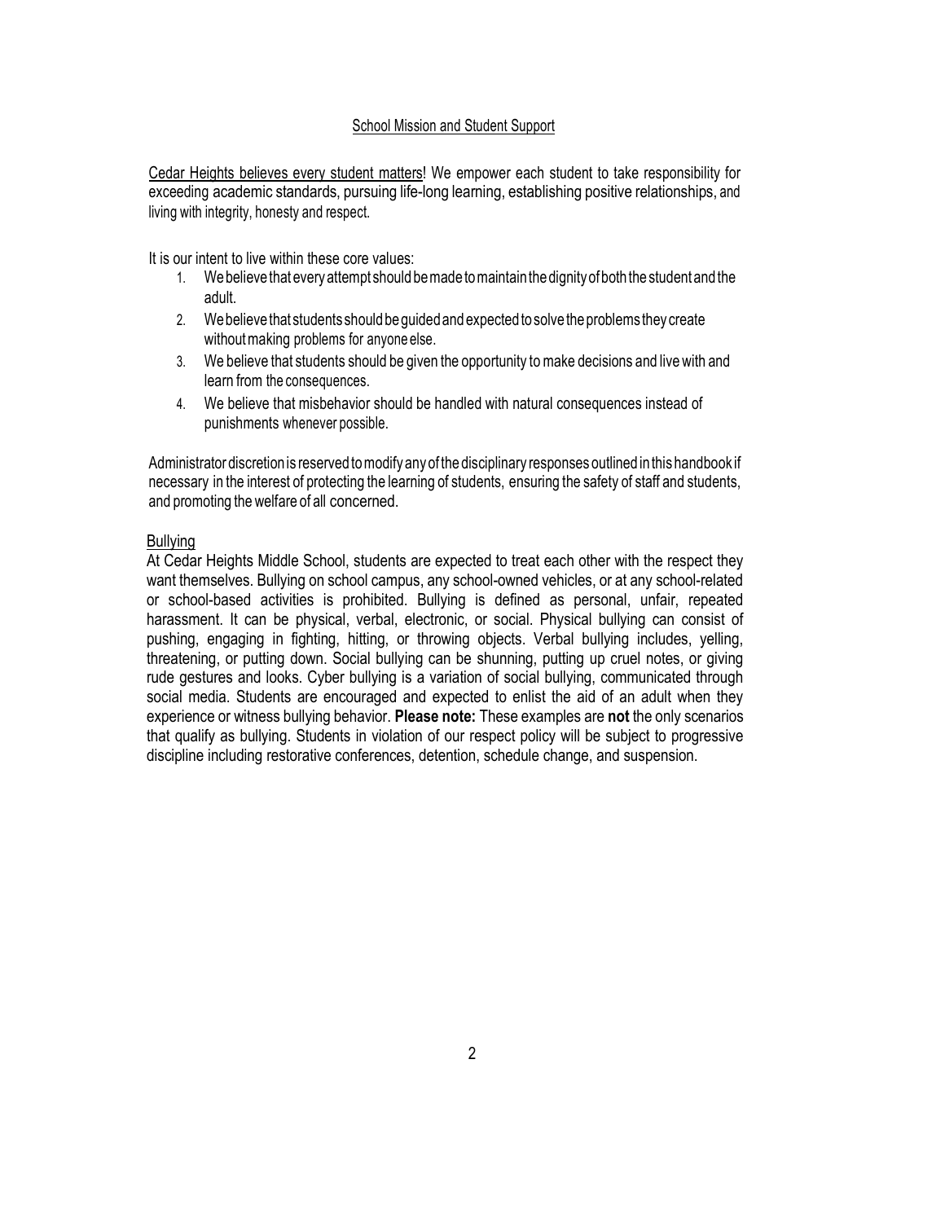## School Mission and Student Support

Cedar Heights believes every student matters! We empower each student to take responsibility for exceeding academic standards, pursuing life-long learning, establishing positive relationships, and living with integrity, honesty and respect.

It is our intent to live within these core values:

1. We believe that every attempt should be made to maintain the dignity of both the student and the adult.
2. We believe that students should be guided and expected to solve the problems they create without making problems for anyone else.
3. We believe that students should be given the opportunity to make decisions and live with and learn from the consequences.
4. We believe that misbehavior should be handled with natural consequences instead of punishments whenever possible.

Administrator discretion is reserved to modify any of the disciplinary responses outlined in this handbook if necessary in the interest of protecting the learning of students, ensuring the safety of staff and students, and promoting the welfare of all concerned.

### Bullying

At Cedar Heights Middle School, students are expected to treat each other with the respect they want themselves. Bullying on school campus, any school-owned vehicles, or at any school-related or school-based activities is prohibited. Bullying is defined as personal, unfair, repeated harassment. It can be physical, verbal, electronic, or social. Physical bullying can consist of pushing, engaging in fighting, hitting, or throwing objects. Verbal bullying includes, yelling, threatening, or putting down. Social bullying can be shunning, putting up cruel notes, or giving rude gestures and looks. Cyber bullying is a variation of social bullying, communicated through social media. Students are encouraged and expected to enlist the aid of an adult when they experience or witness bullying behavior. **Please note:** These examples are **not** the only scenarios that qualify as bullying. Students in violation of our respect policy will be subject to progressive discipline including restorative conferences, detention, schedule change, and suspension.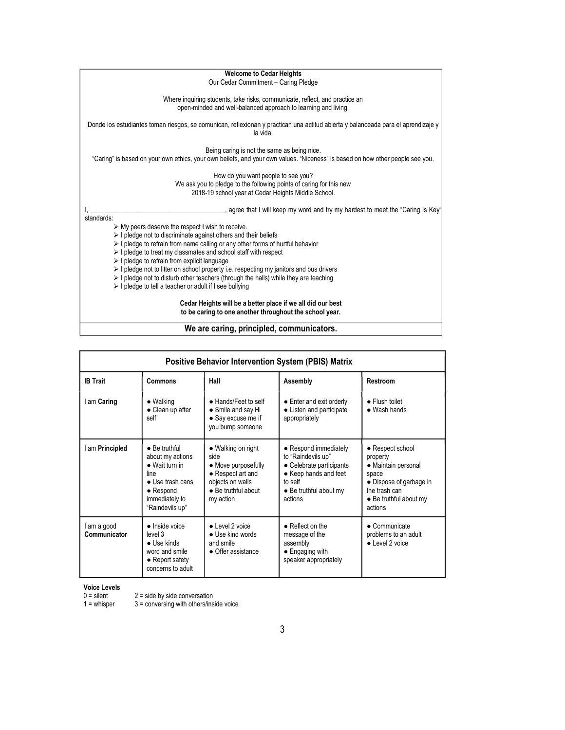**Welcome to Cedar Heights**

Our Cedar Commitment – Caring Pledge

Where inquiring students, take risks, communicate, reflect, and practice an open-minded and well-balanced approach to learning and living.

Donde los estudiantes toman riesgos, se comunican, reflexionan y practican una actitud abierta y balanceada para el aprendizaje y la vida.

Being caring is not the same as being nice.
"Caring" is based on your own ethics, your own beliefs, and your own values. "Niceness" is based on how other people see you.

How do you want people to see you?
We ask you to pledge to the following points of caring for this new 2018-19 school year at Cedar Heights Middle School.

I, ______________________________________, agree that I will keep my word and try my hardest to meet the "Caring Is Key" standards:

- My peers deserve the respect I wish to receive.
- I pledge not to discriminate against others and their beliefs
- I pledge to refrain from name calling or any other forms of hurtful behavior
- I pledge to treat my classmates and school staff with respect
- I pledge to refrain from explicit language
- I pledge not to litter on school property i.e. respecting my janitors and bus drivers
- I pledge not to disturb other teachers (through the halls) while they are teaching
- I pledge to tell a teacher or adult if I see bullying

**Cedar Heights will be a better place if we all did our best to be caring to one another throughout the school year.**

**We are caring, principled, communicators.**

**Positive Behavior Intervention System (PBIS) Matrix**

| IB Trait | Commons | Hall | Assembly | Restroom |
|---|---|---|---|---|
| I am **Caring** | ● Walking<br>● Clean up after self | ● Hands/Feet to self<br>● Smile and say Hi<br>● Say excuse me if you bump someone | ● Enter and exit orderly<br>● Listen and participate appropriately | ● Flush toilet<br>● Wash hands |
| I am **Principled** | ● Be truthful about my actions<br>● Wait turn in line<br>● Use trash cans<br>● Respond immediately to "Raindevils up" | ● Walking on right side<br>● Move purposefully<br>● Respect art and objects on walls<br>● Be truthful about my action | ● Respond immediately to "Raindevils up"<br>● Celebrate participants<br>● Keep hands and feet to self<br>● Be truthful about my actions | ● Respect school property<br>● Maintain personal space<br>● Dispose of garbage in the trash can<br>● Be truthful about my actions |
| I am a good **Communicator** | ● Inside voice level 3<br>● Use kinds word and smile<br>● Report safety concerns to adult | ● Level 2 voice<br>● Use kind words and smile<br>● Offer assistance | ● Reflect on the message of the assembly<br>● Engaging with speaker appropriately | ● Communicate problems to an adult<br>● Level 2 voice |

**Voice Levels**

0 = silent
1 = whisper
2 = side by side conversation
3 = conversing with others/inside voice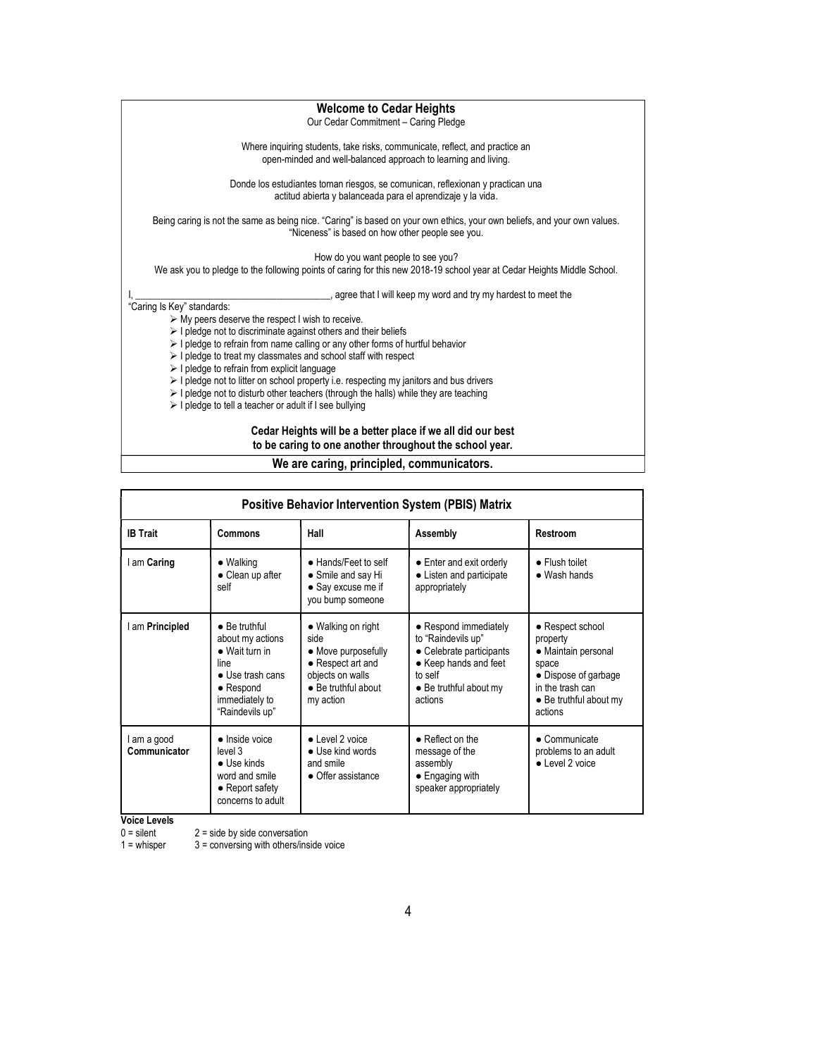## Welcome to Cedar Heights

Our Cedar Commitment – Caring Pledge

Where inquiring students, take risks, communicate, reflect, and practice an open-minded and well-balanced approach to learning and living.

Donde los estudiantes toman riesgos, se comunican, reflexionan y practican una actitud abierta y balanceada para el aprendizaje y la vida.

Being caring is not the same as being nice. "Caring" is based on your own ethics, your own beliefs, and your own values. "Niceness" is based on how other people see you.

How do you want people to see you?

We ask you to pledge to the following points of caring for this new 2018-19 school year at Cedar Heights Middle School.

I, ________________________________________, agree that I will keep my word and try my hardest to meet the "Caring Is Key" standards:

- My peers deserve the respect I wish to receive.
- I pledge not to discriminate against others and their beliefs
- I pledge to refrain from name calling or any other forms of hurtful behavior
- I pledge to treat my classmates and school staff with respect
- I pledge to refrain from explicit language
- I pledge not to litter on school property i.e. respecting my janitors and bus drivers
- I pledge not to disturb other teachers (through the halls) while they are teaching
- I pledge to tell a teacher or adult if I see bullying

**Cedar Heights will be a better place if we all did our best to be caring to one another throughout the school year.**

**We are caring, principled, communicators.**

## Positive Behavior Intervention System (PBIS) Matrix

| IB Trait | Commons | Hall | Assembly | Restroom |
|---|---|---|---|---|
| I am **Caring** | ● Walking<br>● Clean up after self | ● Hands/Feet to self<br>● Smile and say Hi<br>● Say excuse me if you bump someone | ● Enter and exit orderly<br>● Listen and participate appropriately | ● Flush toilet<br>● Wash hands |
| I am **Principled** | ● Be truthful about my actions<br>● Wait turn in line<br>● Use trash cans<br>● Respond immediately to "Raindevils up" | ● Walking on right side<br>● Move purposefully<br>● Respect art and objects on walls<br>● Be truthful about my action | ● Respond immediately to "Raindevils up"<br>● Celebrate participants<br>● Keep hands and feet to self<br>● Be truthful about my actions | ● Respect school property<br>● Maintain personal space<br>● Dispose of garbage in the trash can<br>● Be truthful about my actions |
| I am a good **Communicator** | ● Inside voice level 3<br>● Use kinds word and smile<br>● Report safety concerns to adult | ● Level 2 voice<br>● Use kind words and smile<br>● Offer assistance | ● Reflect on the message of the assembly<br>● Engaging with speaker appropriately | ● Communicate problems to an adult<br>● Level 2 voice |

**Voice Levels**

0 = silent 2 = side by side conversation

1 = whisper 3 = conversing with others/inside voice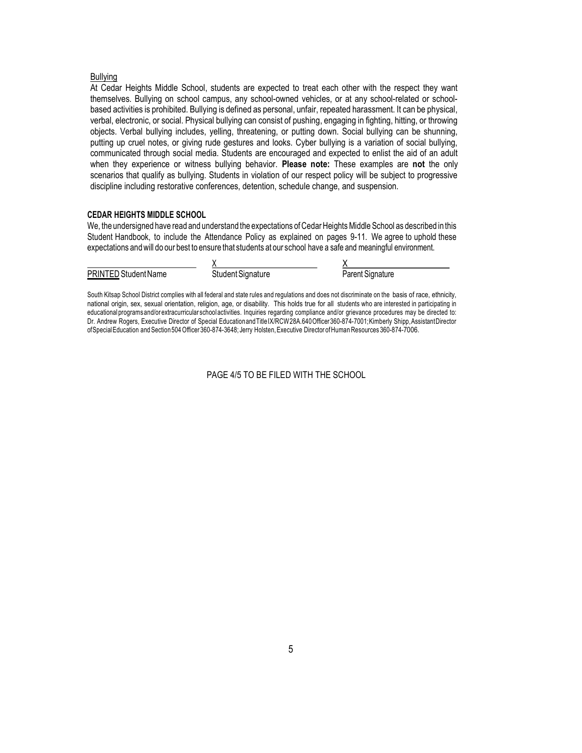Bullying

At Cedar Heights Middle School, students are expected to treat each other with the respect they want themselves. Bullying on school campus, any school-owned vehicles, or at any school-related or school-based activities is prohibited. Bullying is defined as personal, unfair, repeated harassment. It can be physical, verbal, electronic, or social. Physical bullying can consist of pushing, engaging in fighting, hitting, or throwing objects. Verbal bullying includes, yelling, threatening, or putting down. Social bullying can be shunning, putting up cruel notes, or giving rude gestures and looks. Cyber bullying is a variation of social bullying, communicated through social media. Students are encouraged and expected to enlist the aid of an adult when they experience or witness bullying behavior. **Please note:** These examples are **not** the only scenarios that qualify as bullying. Students in violation of our respect policy will be subject to progressive discipline including restorative conferences, detention, schedule change, and suspension.

**CEDAR HEIGHTS MIDDLE SCHOOL**

We, the undersigned have read and understand the expectations of Cedar Heights Middle School as described in this Student Handbook, to include the Attendance Policy as explained on pages 9-11. We agree to uphold these expectations and will do our best to ensure that students at our school have a safe and meaningful environment.

| ______________________ | X______________________ | X______________________ |
|---|---|---|
| PRINTED Student Name | Student Signature | Parent Signature |

South Kitsap School District complies with all federal and state rules and regulations and does not discriminate on the basis of race, ethnicity, national origin, sex, sexual orientation, religion, age, or disability. This holds true for all students who are interested in participating in educational programs and/or extracurricular school activities. Inquiries regarding compliance and/or grievance procedures may be directed to: Dr. Andrew Rogers, Executive Director of Special Education and Title IX/RCW 28A.640 Officer 360-874-7001; Kimberly Shipp, Assistant Director of Special Education and Section 504 Officer 360-874-3648; Jerry Holsten, Executive Director of Human Resources 360-874-7006.

PAGE 4/5 TO BE FILED WITH THE SCHOOL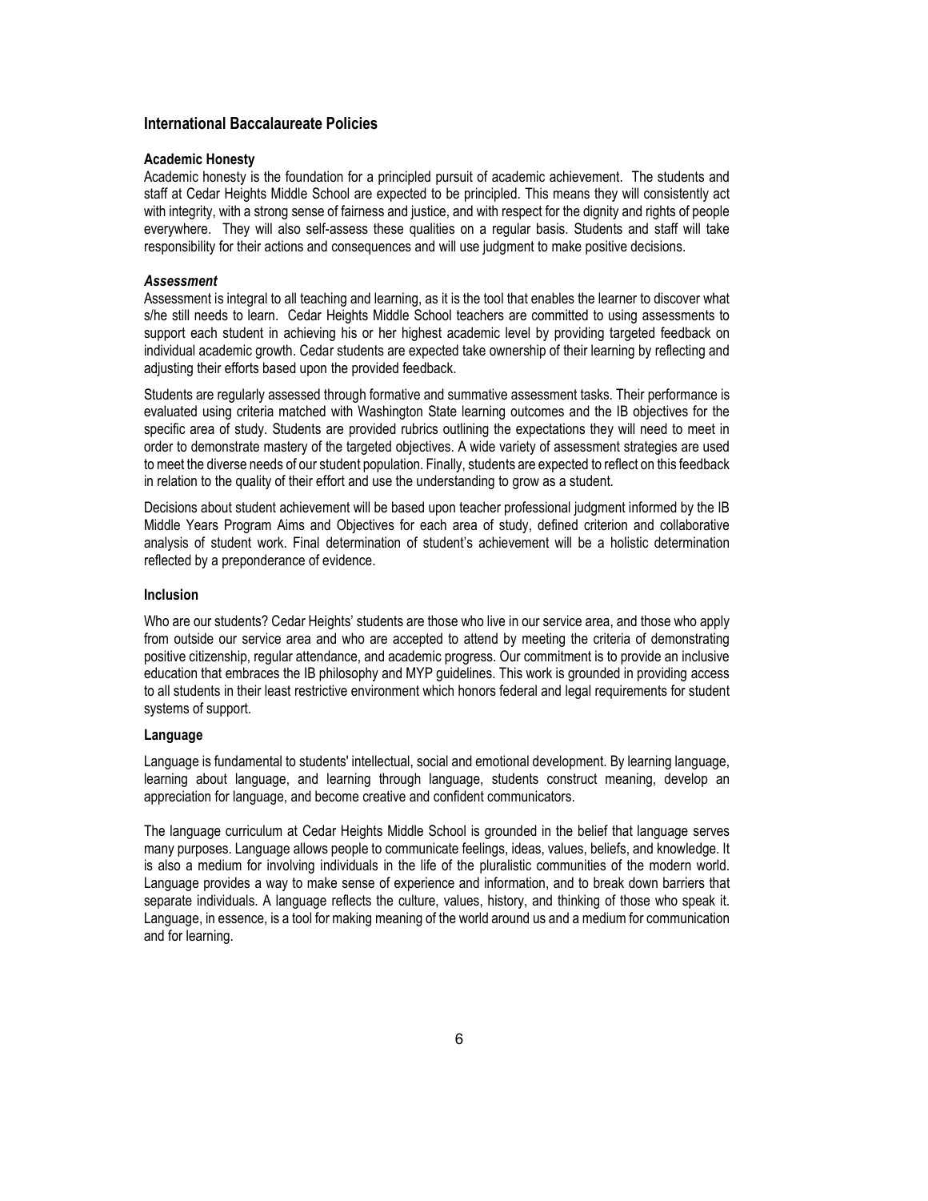## International Baccalaureate Policies

### Academic Honesty

Academic honesty is the foundation for a principled pursuit of academic achievement. The students and staff at Cedar Heights Middle School are expected to be principled. This means they will consistently act with integrity, with a strong sense of fairness and justice, and with respect for the dignity and rights of people everywhere. They will also self-assess these qualities on a regular basis. Students and staff will take responsibility for their actions and consequences and will use judgment to make positive decisions.

### *Assessment*

Assessment is integral to all teaching and learning, as it is the tool that enables the learner to discover what s/he still needs to learn. Cedar Heights Middle School teachers are committed to using assessments to support each student in achieving his or her highest academic level by providing targeted feedback on individual academic growth. Cedar students are expected take ownership of their learning by reflecting and adjusting their efforts based upon the provided feedback.

Students are regularly assessed through formative and summative assessment tasks. Their performance is evaluated using criteria matched with Washington State learning outcomes and the IB objectives for the specific area of study. Students are provided rubrics outlining the expectations they will need to meet in order to demonstrate mastery of the targeted objectives. A wide variety of assessment strategies are used to meet the diverse needs of our student population. Finally, students are expected to reflect on this feedback in relation to the quality of their effort and use the understanding to grow as a student.

Decisions about student achievement will be based upon teacher professional judgment informed by the IB Middle Years Program Aims and Objectives for each area of study, defined criterion and collaborative analysis of student work. Final determination of student's achievement will be a holistic determination reflected by a preponderance of evidence.

### Inclusion

Who are our students? Cedar Heights' students are those who live in our service area, and those who apply from outside our service area and who are accepted to attend by meeting the criteria of demonstrating positive citizenship, regular attendance, and academic progress. Our commitment is to provide an inclusive education that embraces the IB philosophy and MYP guidelines. This work is grounded in providing access to all students in their least restrictive environment which honors federal and legal requirements for student systems of support.

### Language

Language is fundamental to students' intellectual, social and emotional development. By learning language, learning about language, and learning through language, students construct meaning, develop an appreciation for language, and become creative and confident communicators.

The language curriculum at Cedar Heights Middle School is grounded in the belief that language serves many purposes. Language allows people to communicate feelings, ideas, values, beliefs, and knowledge. It is also a medium for involving individuals in the life of the pluralistic communities of the modern world. Language provides a way to make sense of experience and information, and to break down barriers that separate individuals. A language reflects the culture, values, history, and thinking of those who speak it. Language, in essence, is a tool for making meaning of the world around us and a medium for communication and for learning.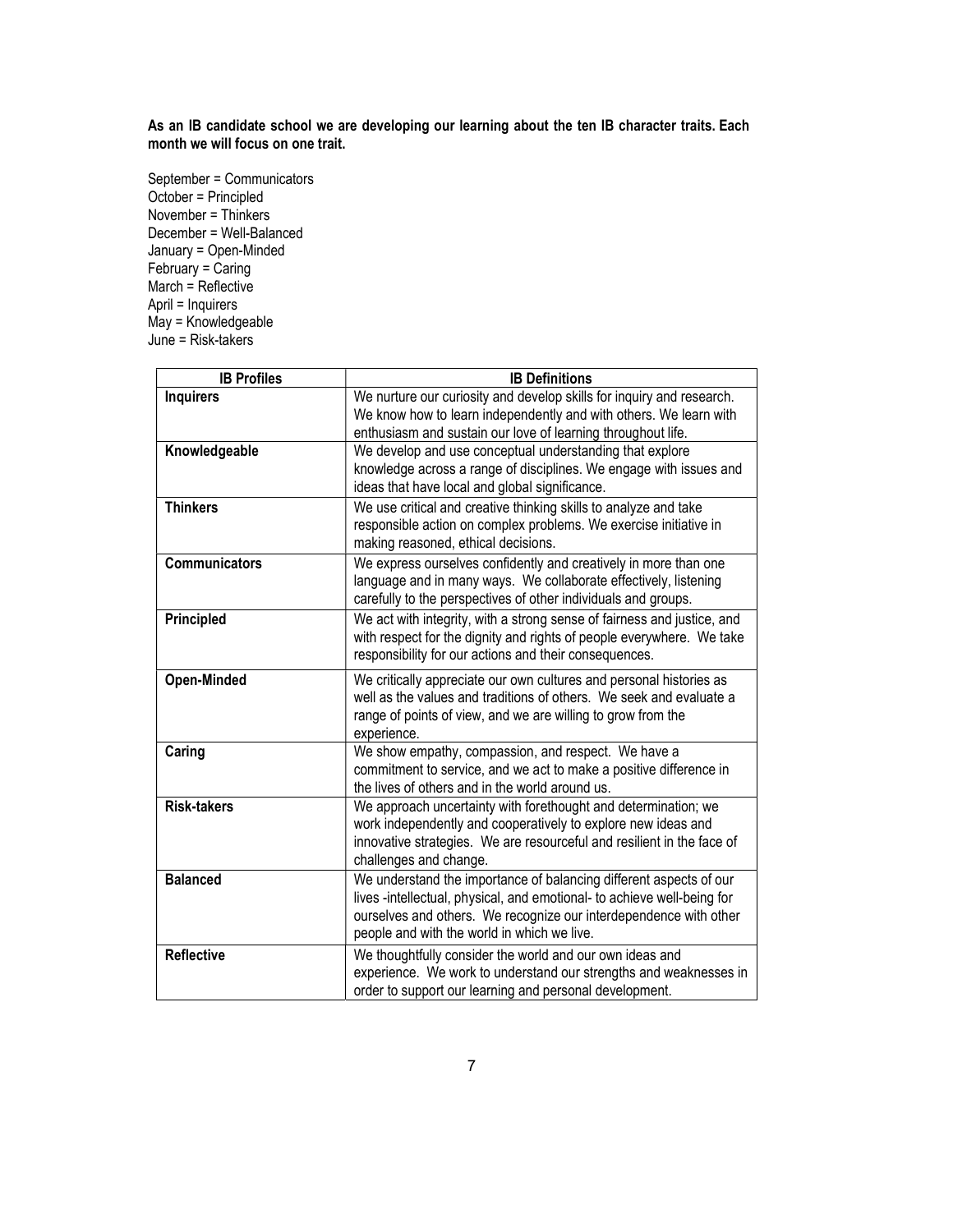**As an IB candidate school we are developing our learning about the ten IB character traits. Each month we will focus on one trait.**

September = Communicators
October = Principled
November = Thinkers
December = Well-Balanced
January = Open-Minded
February = Caring
March = Reflective
April = Inquirers
May = Knowledgeable
June = Risk-takers

| IB Profiles | IB Definitions |
|---|---|
| **Inquirers** | We nurture our curiosity and develop skills for inquiry and research. We know how to learn independently and with others. We learn with enthusiasm and sustain our love of learning throughout life. |
| **Knowledgeable** | We develop and use conceptual understanding that explore knowledge across a range of disciplines. We engage with issues and ideas that have local and global significance. |
| **Thinkers** | We use critical and creative thinking skills to analyze and take responsible action on complex problems. We exercise initiative in making reasoned, ethical decisions. |
| **Communicators** | We express ourselves confidently and creatively in more than one language and in many ways. We collaborate effectively, listening carefully to the perspectives of other individuals and groups. |
| **Principled** | We act with integrity, with a strong sense of fairness and justice, and with respect for the dignity and rights of people everywhere. We take responsibility for our actions and their consequences. |
| **Open-Minded** | We critically appreciate our own cultures and personal histories as well as the values and traditions of others. We seek and evaluate a range of points of view, and we are willing to grow from the experience. |
| **Caring** | We show empathy, compassion, and respect. We have a commitment to service, and we act to make a positive difference in the lives of others and in the world around us. |
| **Risk-takers** | We approach uncertainty with forethought and determination; we work independently and cooperatively to explore new ideas and innovative strategies. We are resourceful and resilient in the face of challenges and change. |
| **Balanced** | We understand the importance of balancing different aspects of our lives -intellectual, physical, and emotional- to achieve well-being for ourselves and others. We recognize our interdependence with other people and with the world in which we live. |
| **Reflective** | We thoughtfully consider the world and our own ideas and experience. We work to understand our strengths and weaknesses in order to support our learning and personal development. |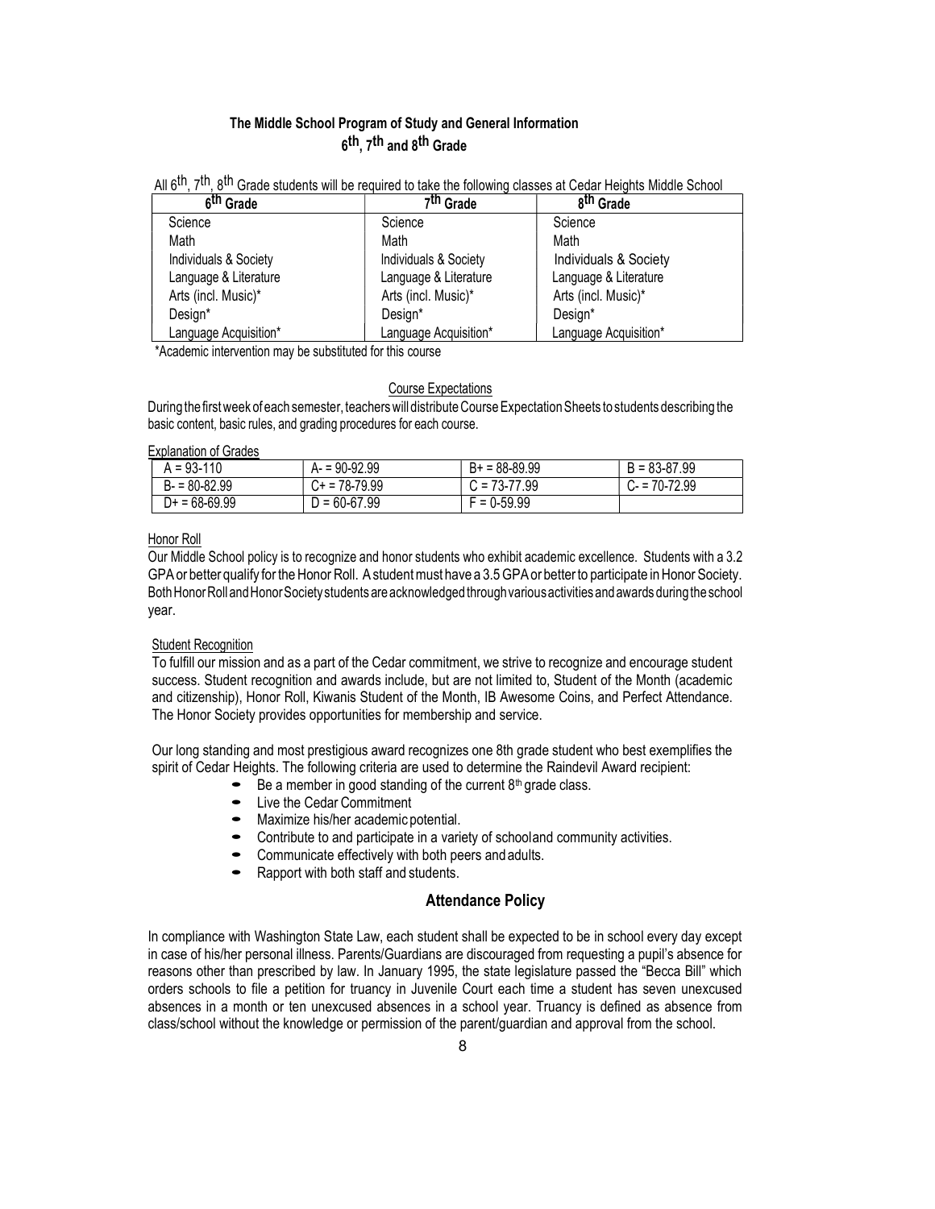## The Middle School Program of Study and General Information
## 6th, 7th and 8th Grade

All 6th, 7th, 8th Grade students will be required to take the following classes at Cedar Heights Middle School

| 6th Grade | 7th Grade | 8th Grade |
|---|---|---|
| Science | Science | Science |
| Math | Math | Math |
| Individuals & Society | Individuals & Society | Individuals & Society |
| Language & Literature | Language & Literature | Language & Literature |
| Arts (incl. Music)* | Arts (incl. Music)* | Arts (incl. Music)* |
| Design* | Design* | Design* |
| Language Acquisition* | Language Acquisition* | Language Acquisition* |

*Academic intervention may be substituted for this course

### Course Expectations

During the first week of each semester, teachers will distribute Course Expectation Sheets to students describing the basic content, basic rules, and grading procedures for each course.

### Explanation of Grades

| A = 93-110 | A- = 90-92.99 | B+ = 88-89.99 | B = 83-87.99 |
|---|---|---|---|
| B- = 80-82.99 | C+ = 78-79.99 | C = 73-77.99 | C- = 70-72.99 |
| D+ = 68-69.99 | D = 60-67.99 | F = 0-59.99 | |

### Honor Roll

Our Middle School policy is to recognize and honor students who exhibit academic excellence. Students with a 3.2 GPA or better qualify for the Honor Roll. A student must have a 3.5 GPA or better to participate in Honor Society. Both Honor Roll and Honor Society students are acknowledged through various activities and awards during the school year.

### Student Recognition

To fulfill our mission and as a part of the Cedar commitment, we strive to recognize and encourage student success. Student recognition and awards include, but are not limited to, Student of the Month (academic and citizenship), Honor Roll, Kiwanis Student of the Month, IB Awesome Coins, and Perfect Attendance. The Honor Society provides opportunities for membership and service.

Our long standing and most prestigious award recognizes one 8th grade student who best exemplifies the spirit of Cedar Heights. The following criteria are used to determine the Raindevil Award recipient:

- Be a member in good standing of the current 8th grade class.
- Live the Cedar Commitment
- Maximize his/her academic potential.
- Contribute to and participate in a variety of school and community activities.
- Communicate effectively with both peers and adults.
- Rapport with both staff and students.

## Attendance Policy

In compliance with Washington State Law, each student shall be expected to be in school every day except in case of his/her personal illness. Parents/Guardians are discouraged from requesting a pupil's absence for reasons other than prescribed by law. In January 1995, the state legislature passed the "Becca Bill" which orders schools to file a petition for truancy in Juvenile Court each time a student has seven unexcused absences in a month or ten unexcused absences in a school year. Truancy is defined as absence from class/school without the knowledge or permission of the parent/guardian and approval from the school.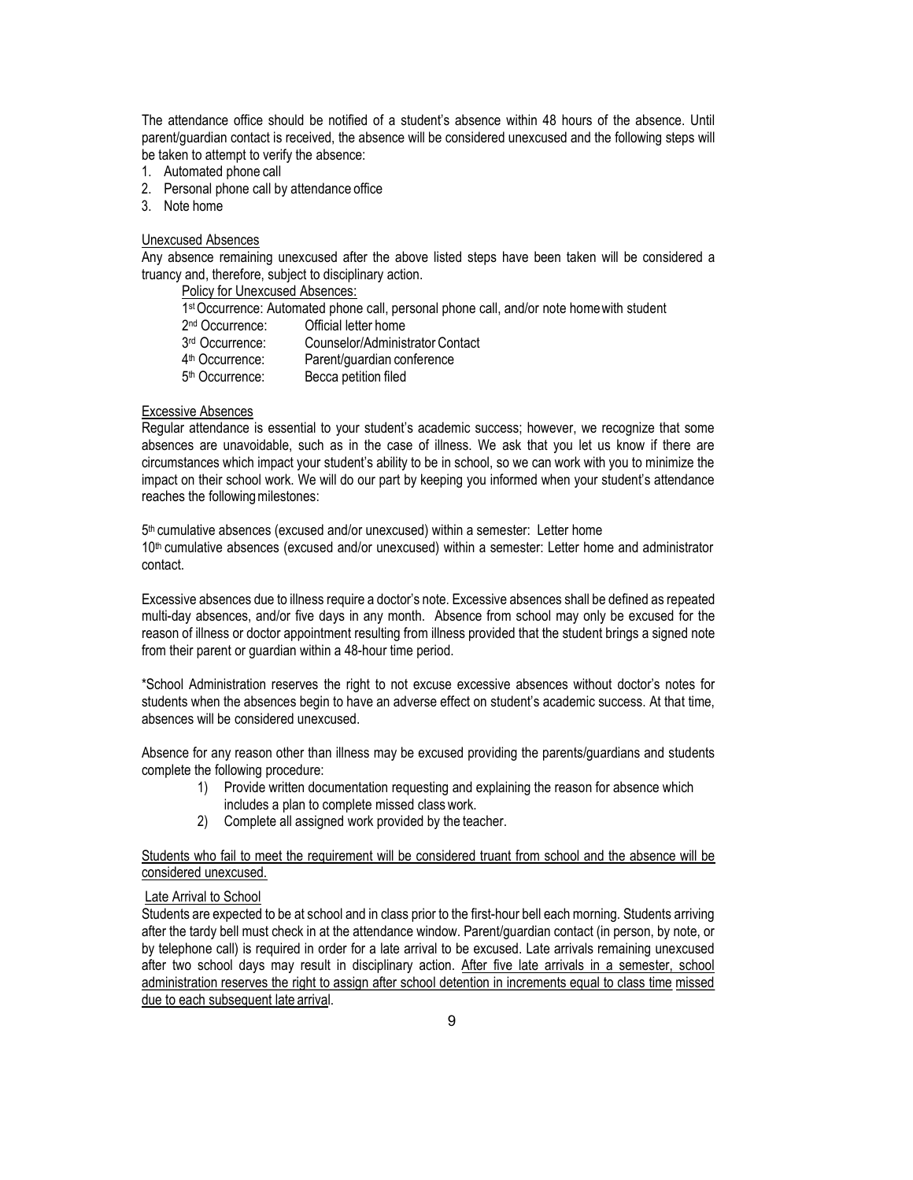The attendance office should be notified of a student's absence within 48 hours of the absence. Until parent/guardian contact is received, the absence will be considered unexcused and the following steps will be taken to attempt to verify the absence:

1. Automated phone call
2. Personal phone call by attendance office
3. Note home

<u>Unexcused Absences</u>

Any absence remaining unexcused after the above listed steps have been taken will be considered a truancy and, therefore, subject to disciplinary action.

<u>Policy for Unexcused Absences:</u>

1st Occurrence: Automated phone call, personal phone call, and/or note home with student
2nd Occurrence: Official letter home
3rd Occurrence: Counselor/Administrator Contact
4th Occurrence: Parent/guardian conference
5th Occurrence: Becca petition filed

<u>Excessive Absences</u>

Regular attendance is essential to your student's academic success; however, we recognize that some absences are unavoidable, such as in the case of illness. We ask that you let us know if there are circumstances which impact your student's ability to be in school, so we can work with you to minimize the impact on their school work. We will do our part by keeping you informed when your student's attendance reaches the following milestones:

5th cumulative absences (excused and/or unexcused) within a semester: Letter home
10th cumulative absences (excused and/or unexcused) within a semester: Letter home and administrator contact.

Excessive absences due to illness require a doctor's note. Excessive absences shall be defined as repeated multi-day absences, and/or five days in any month. Absence from school may only be excused for the reason of illness or doctor appointment resulting from illness provided that the student brings a signed note from their parent or guardian within a 48-hour time period.

*School Administration reserves the right to not excuse excessive absences without doctor's notes for students when the absences begin to have an adverse effect on student's academic success. At that time, absences will be considered unexcused.

Absence for any reason other than illness may be excused providing the parents/guardians and students complete the following procedure:

1) Provide written documentation requesting and explaining the reason for absence which includes a plan to complete missed class work.
2) Complete all assigned work provided by the teacher.

<u>Students who fail to meet the requirement will be considered truant from school and the absence will be considered unexcused.</u>

<u>Late Arrival to School</u>

Students are expected to be at school and in class prior to the first-hour bell each morning. Students arriving after the tardy bell must check in at the attendance window. Parent/guardian contact (in person, by note, or by telephone call) is required in order for a late arrival to be excused. Late arrivals remaining unexcused after two school days may result in disciplinary action. <u>After five late arrivals in a semester, school administration reserves the right to assign after school detention in increments equal to class time missed due to each subsequent late arrival</u>.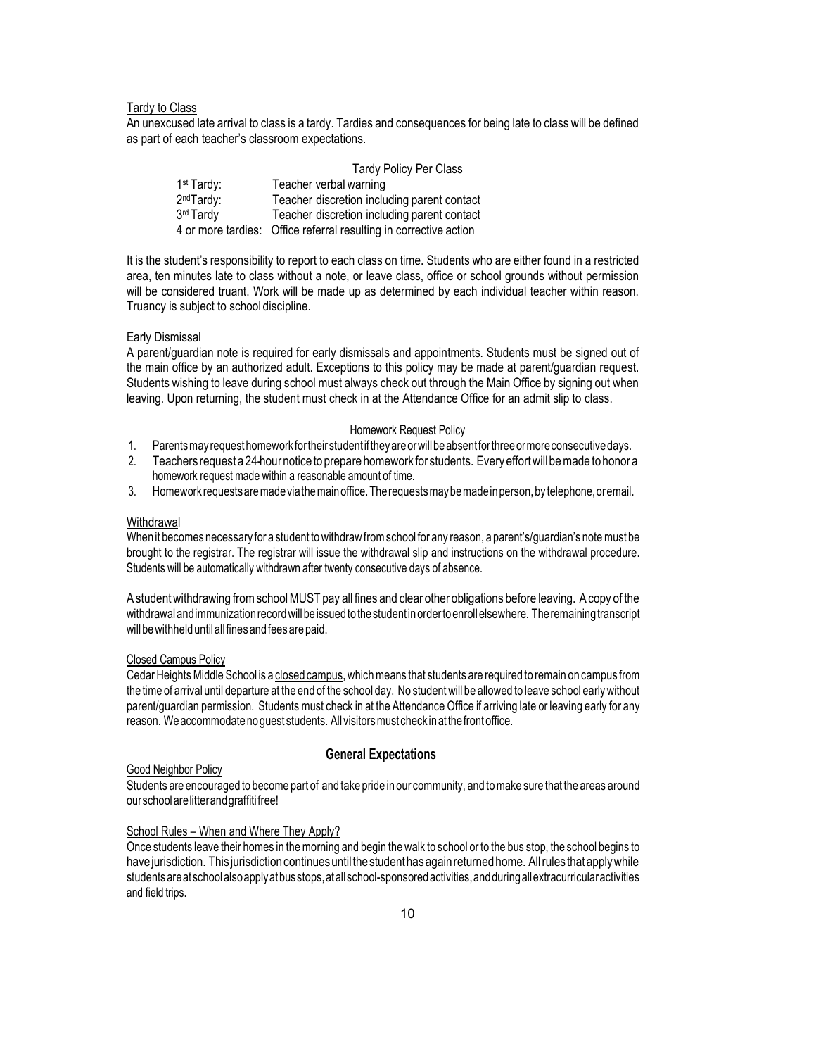Tardy to Class

An unexcused late arrival to class is a tardy. Tardies and consequences for being late to class will be defined as part of each teacher's classroom expectations.

Tardy Policy Per Class

| | |
|---|---|
| 1st Tardy: | Teacher verbal warning |
| 2nd Tardy: | Teacher discretion including parent contact |
| 3rd Tardy | Teacher discretion including parent contact |
| 4 or more tardies: | Office referral resulting in corrective action |

It is the student's responsibility to report to each class on time. Students who are either found in a restricted area, ten minutes late to class without a note, or leave class, office or school grounds without permission will be considered truant. Work will be made up as determined by each individual teacher within reason. Truancy is subject to school discipline.

Early Dismissal

A parent/guardian note is required for early dismissals and appointments. Students must be signed out of the main office by an authorized adult. Exceptions to this policy may be made at parent/guardian request. Students wishing to leave during school must always check out through the Main Office by signing out when leaving. Upon returning, the student must check in at the Attendance Office for an admit slip to class.

Homework Request Policy

1. Parents may request homework for their student if they are or will be absent for three or more consecutive days.
2. Teachers request a 24-hour notice to prepare homework for students. Every effort will be made to honor a homework request made within a reasonable amount of time.
3. Homework requests are made via the main office. The requests may be made in person, by telephone, or email.

Withdrawal

When it becomes necessary for a student to withdraw from school for any reason, a parent's/guardian's note must be brought to the registrar. The registrar will issue the withdrawal slip and instructions on the withdrawal procedure. Students will be automatically withdrawn after twenty consecutive days of absence.

A student withdrawing from school MUST pay all fines and clear other obligations before leaving. A copy of the withdrawal and immunization record will be issued to the student in order to enroll elsewhere. The remaining transcript will be withheld until all fines and fees are paid.

Closed Campus Policy

Cedar Heights Middle School is a closed campus, which means that students are required to remain on campus from the time of arrival until departure at the end of the school day. No student will be allowed to leave school early without parent/guardian permission. Students must check in at the Attendance Office if arriving late or leaving early for any reason. We accommodate no guest students. All visitors must check in at the front office.

## General Expectations

Good Neighbor Policy

Students are encouraged to become part of and take pride in our community, and to make sure that the areas around our school are litter and graffiti free!

School Rules – When and Where They Apply?

Once students leave their homes in the morning and begin the walk to school or to the bus stop, the school begins to have jurisdiction. This jurisdiction continues until the student has again returned home. All rules that apply while students are at school also apply at bus stops, at all school-sponsored activities, and during all extracurricular activities and field trips.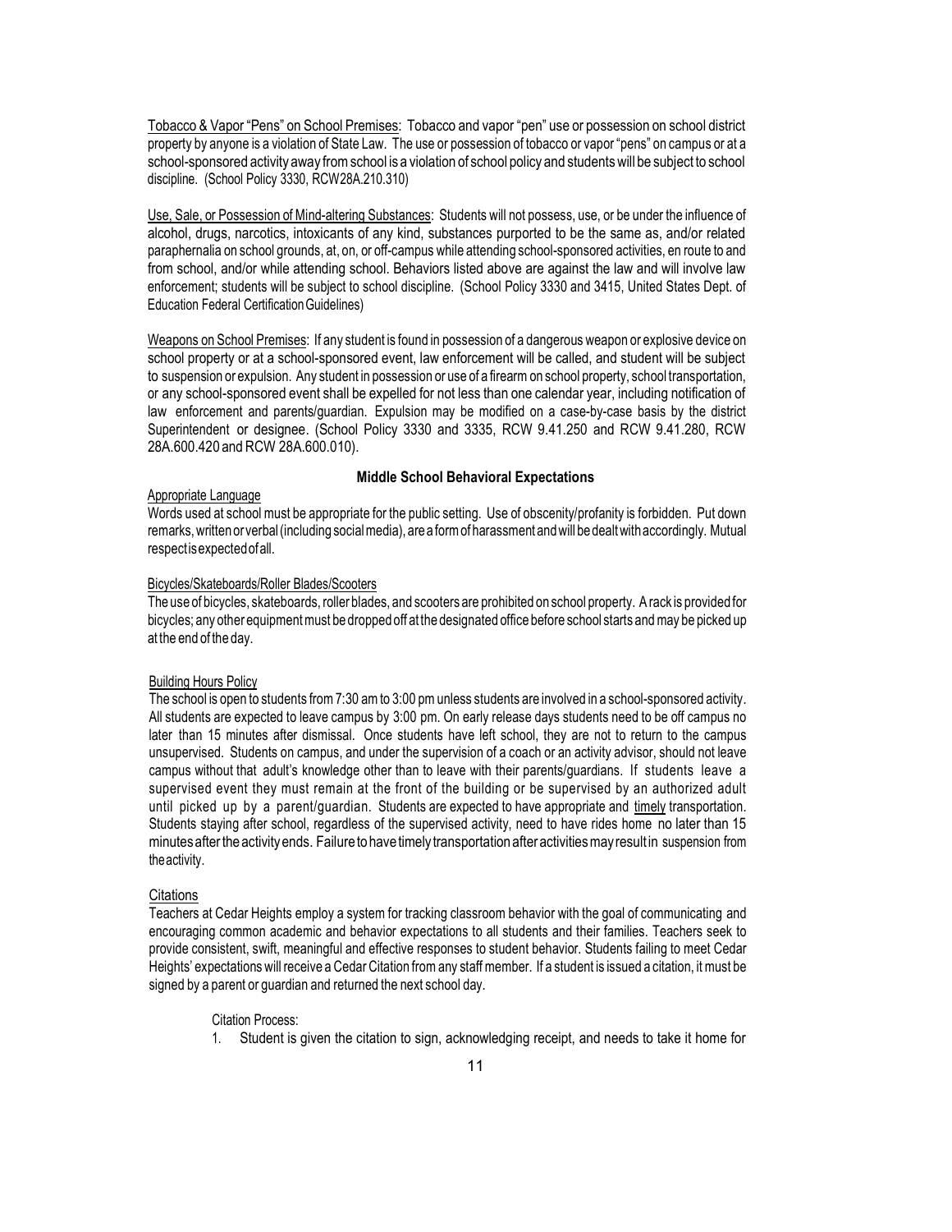Tobacco & Vapor "Pens" on School Premises: Tobacco and vapor "pen" use or possession on school district property by anyone is a violation of State Law. The use or possession of tobacco or vapor "pens" on campus or at a school-sponsored activity away from school is a violation of school policy and students will be subject to school discipline. (School Policy 3330, RCW28A.210.310)

Use, Sale, or Possession of Mind-altering Substances: Students will not possess, use, or be under the influence of alcohol, drugs, narcotics, intoxicants of any kind, substances purported to be the same as, and/or related paraphernalia on school grounds, at, on, or off-campus while attending school-sponsored activities, en route to and from school, and/or while attending school. Behaviors listed above are against the law and will involve law enforcement; students will be subject to school discipline. (School Policy 3330 and 3415, United States Dept. of Education Federal Certification Guidelines)

Weapons on School Premises: If any student is found in possession of a dangerous weapon or explosive device on school property or at a school-sponsored event, law enforcement will be called, and student will be subject to suspension or expulsion. Any student in possession or use of a firearm on school property, school transportation, or any school-sponsored event shall be expelled for not less than one calendar year, including notification of law enforcement and parents/guardian. Expulsion may be modified on a case-by-case basis by the district Superintendent or designee. (School Policy 3330 and 3335, RCW 9.41.250 and RCW 9.41.280, RCW 28A.600.420 and RCW 28A.600.010).

## Middle School Behavioral Expectations

Appropriate Language

Words used at school must be appropriate for the public setting. Use of obscenity/profanity is forbidden. Put down remarks, written or verbal (including social media), are a form of harassment and will be dealt with accordingly. Mutual respect is expected of all.

Bicycles/Skateboards/Roller Blades/Scooters

The use of bicycles, skateboards, roller blades, and scooters are prohibited on school property. A rack is provided for bicycles; any other equipment must be dropped off at the designated office before school starts and may be picked up at the end of the day.

Building Hours Policy

The school is open to students from 7:30 am to 3:00 pm unless students are involved in a school-sponsored activity. All students are expected to leave campus by 3:00 pm. On early release days students need to be off campus no later than 15 minutes after dismissal. Once students have left school, they are not to return to the campus unsupervised. Students on campus, and under the supervision of a coach or an activity advisor, should not leave campus without that adult's knowledge other than to leave with their parents/guardians. If students leave a supervised event they must remain at the front of the building or be supervised by an authorized adult until picked up by a parent/guardian. Students are expected to have appropriate and timely transportation. Students staying after school, regardless of the supervised activity, need to have rides home no later than 15 minutes after the activity ends. Failure to have timely transportation after activities may result in suspension from the activity.

Citations

Teachers at Cedar Heights employ a system for tracking classroom behavior with the goal of communicating and encouraging common academic and behavior expectations to all students and their families. Teachers seek to provide consistent, swift, meaningful and effective responses to student behavior. Students failing to meet Cedar Heights' expectations will receive a Cedar Citation from any staff member. If a student is issued a citation, it must be signed by a parent or guardian and returned the next school day.

Citation Process:

1. Student is given the citation to sign, acknowledging receipt, and needs to take it home for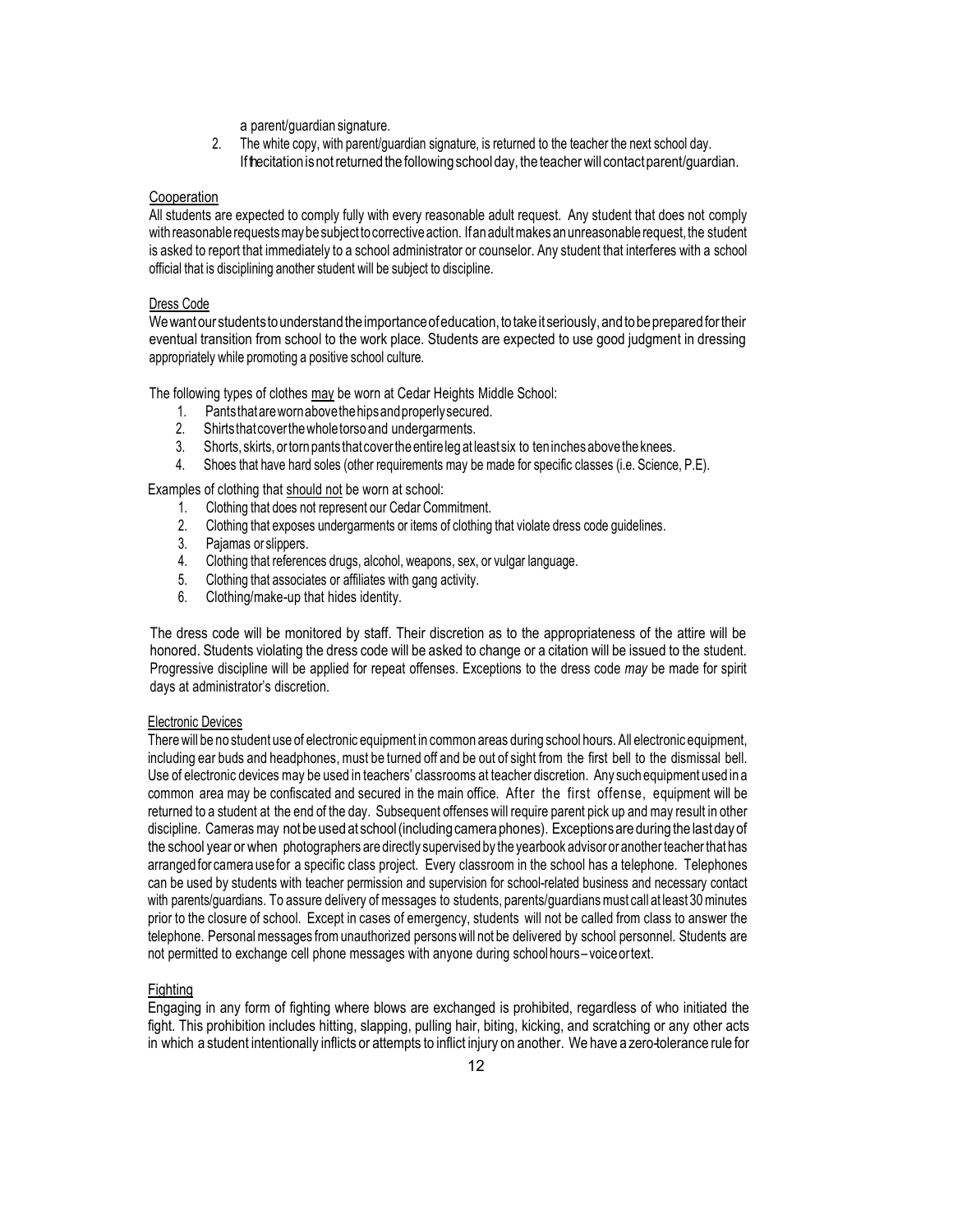a parent/guardian signature.

2. The white copy, with parent/guardian signature, is returned to the teacher the next school day. If the citation is not returned the following school day, the teacher will contact parent/guardian.

<u>Cooperation</u>

All students are expected to comply fully with every reasonable adult request. Any student that does not comply with reasonable requests may be subject to corrective action. If an adult makes an unreasonable request, the student is asked to report that immediately to a school administrator or counselor. Any student that interferes with a school official that is disciplining another student will be subject to discipline.

<u>Dress Code</u>

We want our students to understand the importance of education, to take it seriously, and to be prepared for their eventual transition from school to the work place. Students are expected to use good judgment in dressing appropriately while promoting a positive school culture.

The following types of clothes <u>may</u> be worn at Cedar Heights Middle School:

1. Pants that are worn above the hips and properly secured.
2. Shirts that cover the whole torso and undergarments.
3. Shorts, skirts, or torn pants that cover the entire leg at least six to ten inches above the knees.
4. Shoes that have hard soles (other requirements may be made for specific classes (i.e. Science, P.E).

Examples of clothing that <u>should not</u> be worn at school:

1. Clothing that does not represent our Cedar Commitment.
2. Clothing that exposes undergarments or items of clothing that violate dress code guidelines.
3. Pajamas or slippers.
4. Clothing that references drugs, alcohol, weapons, sex, or vulgar language.
5. Clothing that associates or affiliates with gang activity.
6. Clothing/make-up that hides identity.

The dress code will be monitored by staff. Their discretion as to the appropriateness of the attire will be honored. Students violating the dress code will be asked to change or a citation will be issued to the student. Progressive discipline will be applied for repeat offenses. Exceptions to the dress code *may* be made for spirit days at administrator's discretion.

<u>Electronic Devices</u>

There will be no student use of electronic equipment in common areas during school hours. All electronic equipment, including ear buds and headphones, must be turned off and be out of sight from the first bell to the dismissal bell. Use of electronic devices may be used in teachers' classrooms at teacher discretion. Any such equipment used in a common area may be confiscated and secured in the main office. After the first offense, equipment will be returned to a student at the end of the day. Subsequent offenses will require parent pick up and may result in other discipline. Cameras may not be used at school (including camera phones). Exceptions are during the last day of the school year or when photographers are directly supervised by the yearbook advisor or another teacher that has arranged for camera use for a specific class project. Every classroom in the school has a telephone. Telephones can be used by students with teacher permission and supervision for school-related business and necessary contact with parents/guardians. To assure delivery of messages to students, parents/guardians must call at least 30 minutes prior to the closure of school. Except in cases of emergency, students will not be called from class to answer the telephone. Personal messages from unauthorized persons will not be delivered by school personnel. Students are not permitted to exchange cell phone messages with anyone during school hours – voice or text.

<u>Fighting</u>

Engaging in any form of fighting where blows are exchanged is prohibited, regardless of who initiated the fight. This prohibition includes hitting, slapping, pulling hair, biting, kicking, and scratching or any other acts in which a student intentionally inflicts or attempts to inflict injury on another. We have a zero-tolerance rule for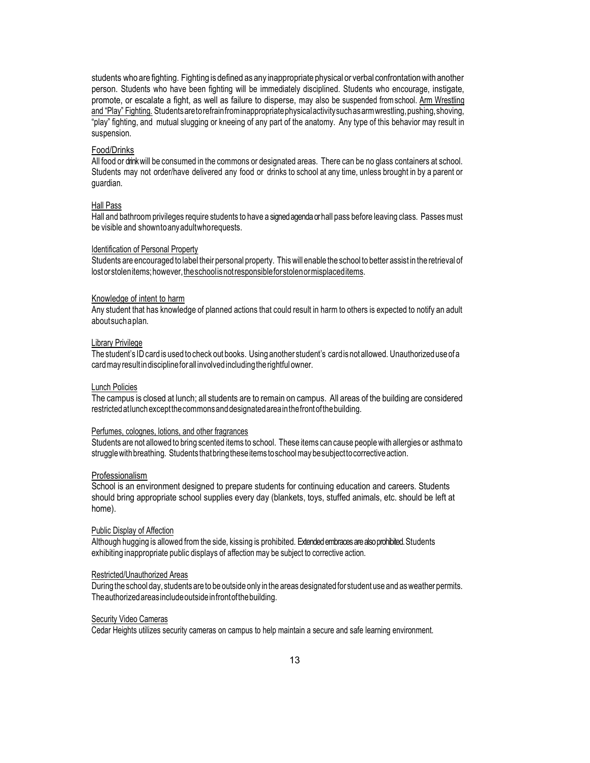students who are fighting. Fighting is defined as any inappropriate physical or verbal confrontation with another person. Students who have been fighting will be immediately disciplined. Students who encourage, instigate, promote, or escalate a fight, as well as failure to disperse, may also be suspended from school. Arm Wrestling and "Play" Fighting. Students are to refrain from inappropriate physical activity such as arm wrestling, pushing, shoving, "play" fighting, and mutual slugging or kneeing of any part of the anatomy. Any type of this behavior may result in suspension.

Food/Drinks

All food or drink will be consumed in the commons or designated areas. There can be no glass containers at school. Students may not order/have delivered any food or drinks to school at any time, unless brought in by a parent or guardian.

Hall Pass

Hall and bathroom privileges require students to have a signed agenda or hall pass before leaving class. Passes must be visible and shown to any adult who requests.

Identification of Personal Property

Students are encouraged to label their personal property. This will enable the school to better assist in the retrieval of lost or stolen items; however, the school is not responsible for stolen or misplaced items.

Knowledge of intent to harm

Any student that has knowledge of planned actions that could result in harm to others is expected to notify an adult about such a plan.

Library Privilege

The student's ID card is used to check out books. Using another student's card is not allowed. Unauthorized use of a card may result in discipline for all involved including the rightful owner.

Lunch Policies

The campus is closed at lunch; all students are to remain on campus. All areas of the building are considered restricted at lunch except the commons and designated area in the front of the building.

Perfumes, colognes, lotions, and other fragrances

Students are not allowed to bring scented items to school. These items can cause people with allergies or asthma to struggle with breathing. Students that bring these items to school may be subject to corrective action.

Professionalism

School is an environment designed to prepare students for continuing education and careers. Students should bring appropriate school supplies every day (blankets, toys, stuffed animals, etc. should be left at home).

Public Display of Affection

Although hugging is allowed from the side, kissing is prohibited. Extended embraces are also prohibited. Students exhibiting inappropriate public displays of affection may be subject to corrective action.

Restricted/Unauthorized Areas

During the school day, students are to be outside only in the areas designated for student use and as weather permits. The authorized areas include outside in front of the building.

Security Video Cameras

Cedar Heights utilizes security cameras on campus to help maintain a secure and safe learning environment.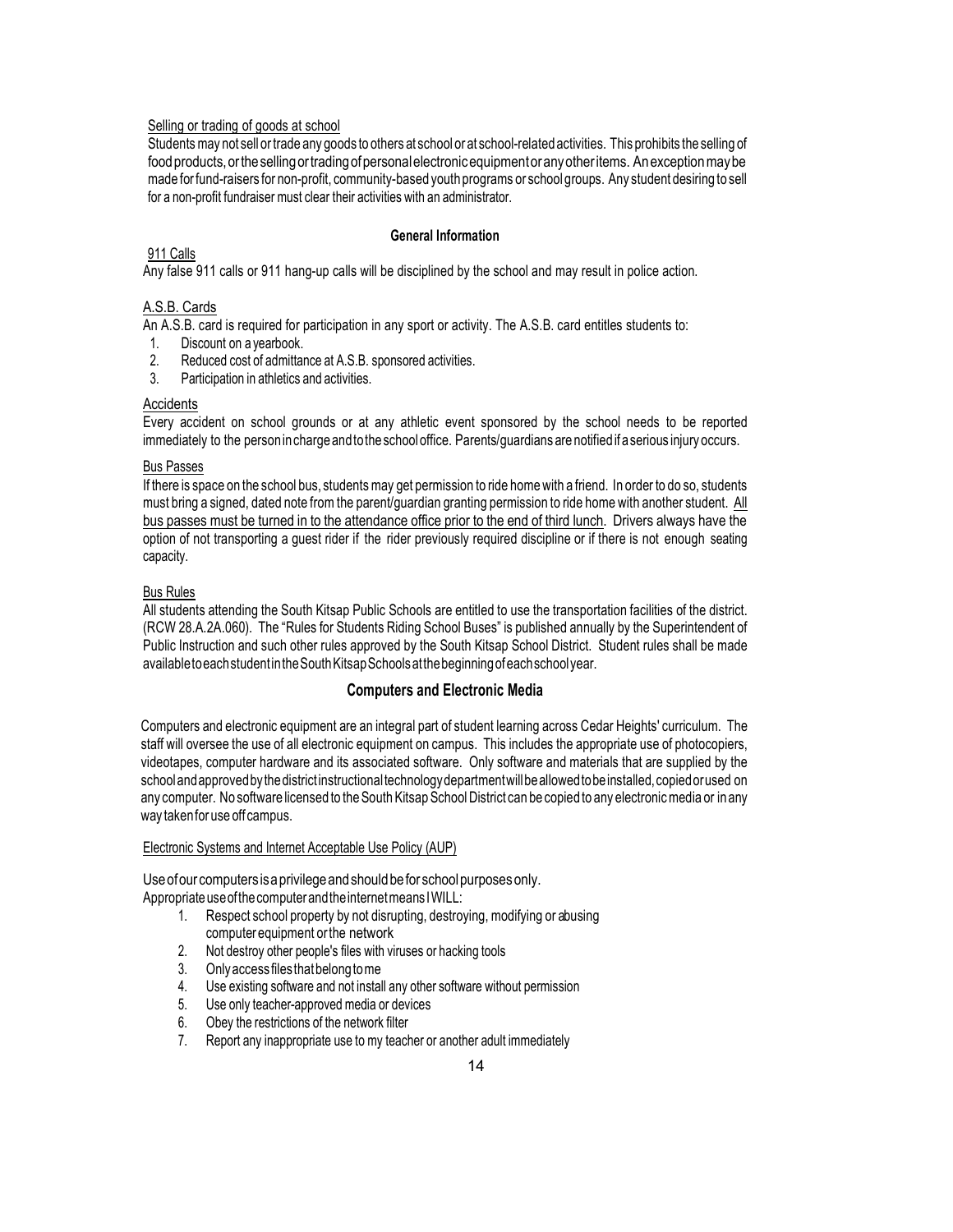Selling or trading of goods at school

Students may not sell or trade any goods to others at school or at school-related activities. This prohibits the selling of food products, or the selling or trading of personal electronic equipment or any other items. An exception may be made for fund-raisers for non-profit, community-based youth programs or school groups. Any student desiring to sell for a non-profit fundraiser must clear their activities with an administrator.

## General Information

911 Calls

Any false 911 calls or 911 hang-up calls will be disciplined by the school and may result in police action.

A.S.B. Cards

An A.S.B. card is required for participation in any sport or activity. The A.S.B. card entitles students to:

1. Discount on a yearbook.
2. Reduced cost of admittance at A.S.B. sponsored activities.
3. Participation in athletics and activities.

Accidents

Every accident on school grounds or at any athletic event sponsored by the school needs to be reported immediately to the person in charge and to the school office. Parents/guardians are notified if a serious injury occurs.

Bus Passes

If there is space on the school bus, students may get permission to ride home with a friend. In order to do so, students must bring a signed, dated note from the parent/guardian granting permission to ride home with another student. All bus passes must be turned in to the attendance office prior to the end of third lunch. Drivers always have the option of not transporting a guest rider if the rider previously required discipline or if there is not enough seating capacity.

Bus Rules

All students attending the South Kitsap Public Schools are entitled to use the transportation facilities of the district. (RCW 28.A.2A.060). The "Rules for Students Riding School Buses" is published annually by the Superintendent of Public Instruction and such other rules approved by the South Kitsap School District. Student rules shall be made available to each student in the South Kitsap Schools at the beginning of each school year.

## Computers and Electronic Media

Computers and electronic equipment are an integral part of student learning across Cedar Heights' curriculum. The staff will oversee the use of all electronic equipment on campus. This includes the appropriate use of photocopiers, videotapes, computer hardware and its associated software. Only software and materials that are supplied by the school and approved by the district instructional technology department will be allowed to be installed, copied or used on any computer. No software licensed to the South Kitsap School District can be copied to any electronic media or in any way taken for use off campus.

Electronic Systems and Internet Acceptable Use Policy (AUP)

Use of our computers is a privilege and should be for school purposes only.
Appropriate use of the computer and the internet means I WILL:

1. Respect school property by not disrupting, destroying, modifying or abusing computer equipment or the network
2. Not destroy other people's files with viruses or hacking tools
3. Only access files that belong to me
4. Use existing software and not install any other software without permission
5. Use only teacher-approved media or devices
6. Obey the restrictions of the network filter
7. Report any inappropriate use to my teacher or another adult immediately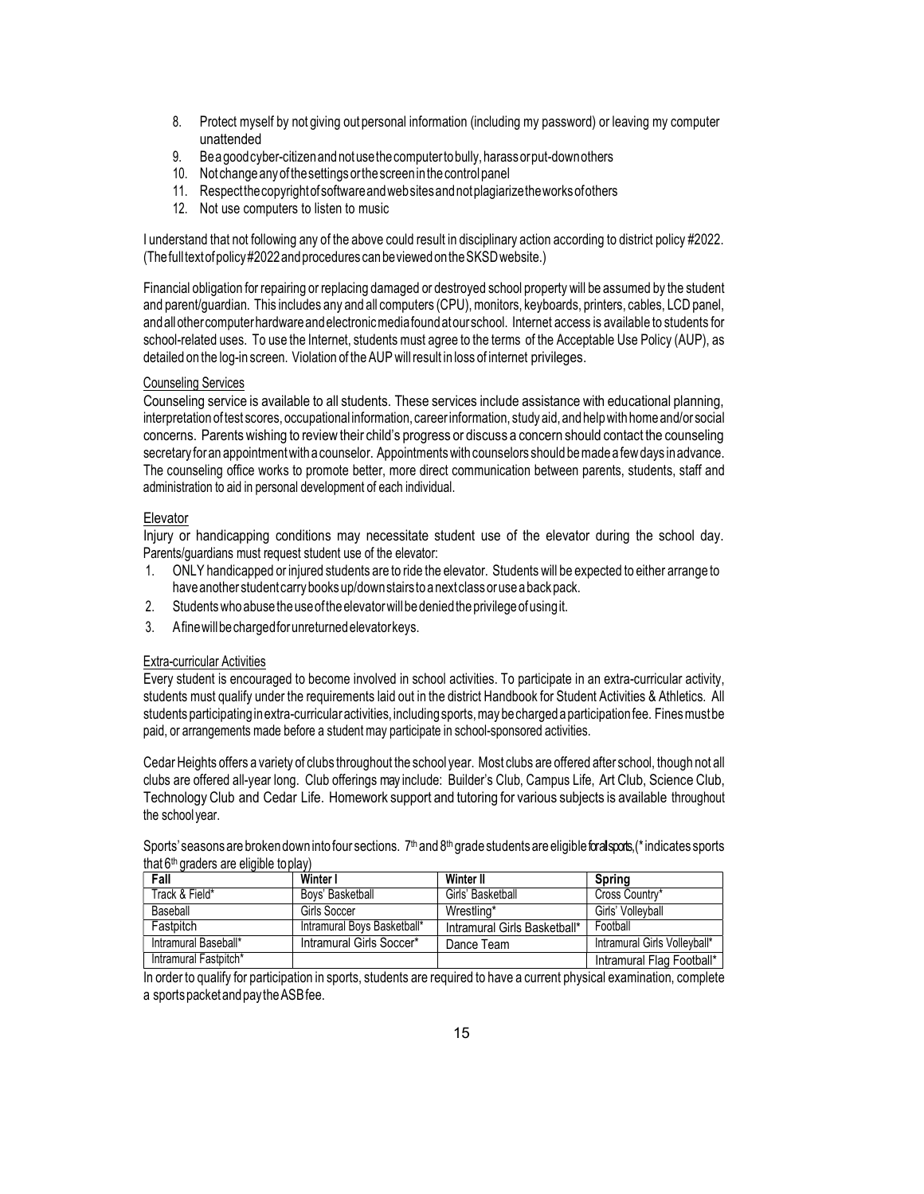8. Protect myself by not giving out personal information (including my password) or leaving my computer unattended
9. Be a good cyber-citizen and not use the computer to bully, harass or put-down others
10. Not change any of the settings or the screen in the control panel
11. Respect the copyright of software and web sites and not plagiarize the works of others
12. Not use computers to listen to music

I understand that not following any of the above could result in disciplinary action according to district policy #2022. (The full text of policy #2022 and procedures can be viewed on the SKSD website.)

Financial obligation for repairing or replacing damaged or destroyed school property will be assumed by the student and parent/guardian. This includes any and all computers (CPU), monitors, keyboards, printers, cables, LCD panel, and all other computer hardware and electronic media found at our school. Internet access is available to students for school-related uses. To use the Internet, students must agree to the terms of the Acceptable Use Policy (AUP), as detailed on the log-in screen. Violation of the AUP will result in loss of internet privileges.

## Counseling Services

Counseling service is available to all students. These services include assistance with educational planning, interpretation of test scores, occupational information, career information, study aid, and help with home and/or social concerns. Parents wishing to review their child's progress or discuss a concern should contact the counseling secretary for an appointment with a counselor. Appointments with counselors should be made a few days in advance. The counseling office works to promote better, more direct communication between parents, students, staff and administration to aid in personal development of each individual.

## Elevator

Injury or handicapping conditions may necessitate student use of the elevator during the school day. Parents/guardians must request student use of the elevator:

1. ONLY handicapped or injured students are to ride the elevator. Students will be expected to either arrange to have another student carry books up/down stairs to a next class or use a back pack.
2. Students who abuse the use of the elevator will be denied the privilege of using it.
3. A fine will be charged for unreturned elevator keys.

## Extra-curricular Activities

Every student is encouraged to become involved in school activities. To participate in an extra-curricular activity, students must qualify under the requirements laid out in the district Handbook for Student Activities & Athletics. All students participating in extra-curricular activities, including sports, may be charged a participation fee. Fines must be paid, or arrangements made before a student may participate in school-sponsored activities.

Cedar Heights offers a variety of clubs throughout the school year. Most clubs are offered after school, though not all clubs are offered all-year long. Club offerings may include: Builder's Club, Campus Life, Art Club, Science Club, Technology Club and Cedar Life. Homework support and tutoring for various subjects is available throughout the school year.

Sports' seasons are broken down into four sections. 7th and 8th grade students are eligible for all sports, (* indicates sports that 6th graders are eligible to play)

| Fall | Winter I | Winter II | Spring |
|---|---|---|---|
| Track & Field* | Boys' Basketball | Girls' Basketball | Cross Country* |
| Baseball | Girls Soccer | Wrestling* | Girls' Volleyball |
| Fastpitch | Intramural Boys Basketball* | Intramural Girls Basketball* | Football |
| Intramural Baseball* | Intramural Girls Soccer* | Dance Team | Intramural Girls Volleyball* |
| Intramural Fastpitch* | | | Intramural Flag Football* |

In order to qualify for participation in sports, students are required to have a current physical examination, complete a sports packet and pay the ASB fee.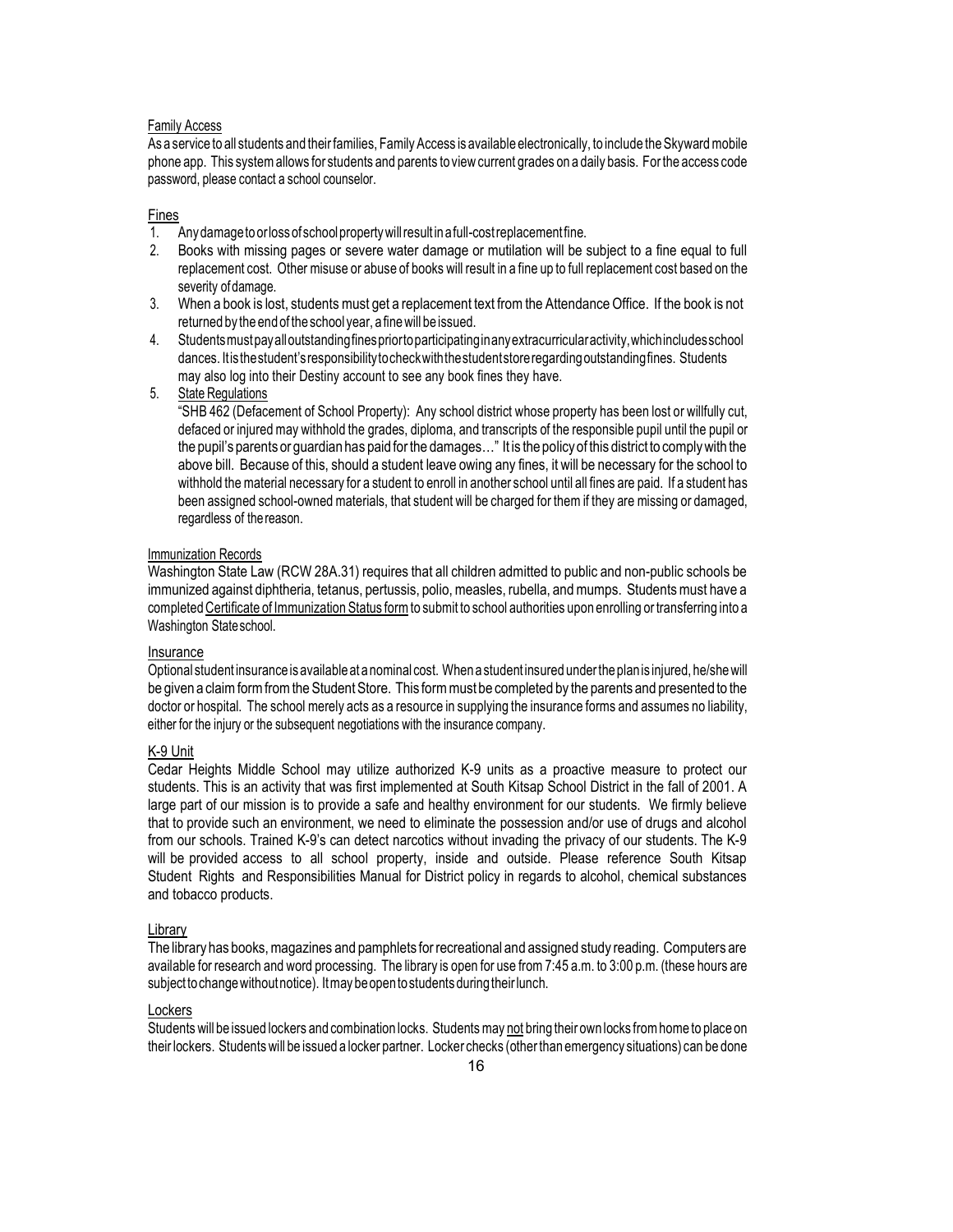Family Access

As a service to all students and their families, Family Access is available electronically, to include the Skyward mobile phone app. This system allows for students and parents to view current grades on a daily basis. For the access code password, please contact a school counselor.

Fines

1. Any damage to or loss of school property will result in a full-cost replacement fine.
2. Books with missing pages or severe water damage or mutilation will be subject to a fine equal to full replacement cost. Other misuse or abuse of books will result in a fine up to full replacement cost based on the severity of damage.
3. When a book is lost, students must get a replacement text from the Attendance Office. If the book is not returned by the end of the school year, a fine will be issued.
4. Students must pay all outstanding fines prior to participating in any extracurricular activity, which includes school dances. It is the student's responsibility to check with the student store regarding outstanding fines. Students may also log into their Destiny account to see any book fines they have.
5. State Regulations
   "SHB 462 (Defacement of School Property): Any school district whose property has been lost or willfully cut, defaced or injured may withhold the grades, diploma, and transcripts of the responsible pupil until the pupil or the pupil's parents or guardian has paid for the damages…" It is the policy of this district to comply with the above bill. Because of this, should a student leave owing any fines, it will be necessary for the school to withhold the material necessary for a student to enroll in another school until all fines are paid. If a student has been assigned school-owned materials, that student will be charged for them if they are missing or damaged, regardless of the reason.

Immunization Records

Washington State Law (RCW 28A.31) requires that all children admitted to public and non-public schools be immunized against diphtheria, tetanus, pertussis, polio, measles, rubella, and mumps. Students must have a completed Certificate of Immunization Status form to submit to school authorities upon enrolling or transferring into a Washington State school.

Insurance

Optional student insurance is available at a nominal cost. When a student insured under the plan is injured, he/she will be given a claim form from the Student Store. This form must be completed by the parents and presented to the doctor or hospital. The school merely acts as a resource in supplying the insurance forms and assumes no liability, either for the injury or the subsequent negotiations with the insurance company.

K-9 Unit

Cedar Heights Middle School may utilize authorized K-9 units as a proactive measure to protect our students. This is an activity that was first implemented at South Kitsap School District in the fall of 2001. A large part of our mission is to provide a safe and healthy environment for our students. We firmly believe that to provide such an environment, we need to eliminate the possession and/or use of drugs and alcohol from our schools. Trained K-9's can detect narcotics without invading the privacy of our students. The K-9 will be provided access to all school property, inside and outside. Please reference South Kitsap Student Rights and Responsibilities Manual for District policy in regards to alcohol, chemical substances and tobacco products.

Library

The library has books, magazines and pamphlets for recreational and assigned study reading. Computers are available for research and word processing. The library is open for use from 7:45 a.m. to 3:00 p.m. (these hours are subject to change without notice). It may be open to students during their lunch.

Lockers

Students will be issued lockers and combination locks. Students may not bring their own locks from home to place on their lockers. Students will be issued a locker partner. Locker checks (other than emergency situations) can be done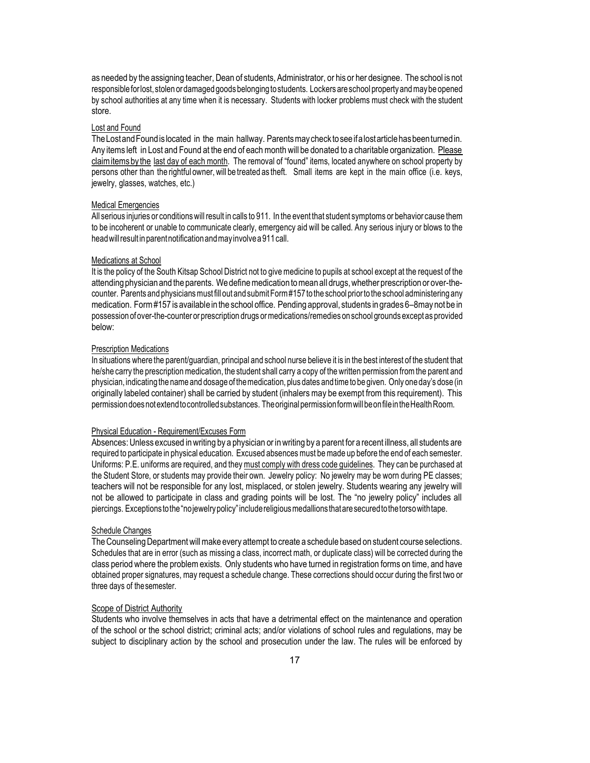as needed by the assigning teacher, Dean of students, Administrator, or his or her designee. The school is not responsible for lost, stolen or damaged goods belonging to students. Lockers are school property and may be opened by school authorities at any time when it is necessary. Students with locker problems must check with the student store.

## Lost and Found

The Lost and Found is located in the main hallway. Parents may check to see if a lost article has been turned in. Any items left in Lost and Found at the end of each month will be donated to a charitable organization. Please claim items by the last day of each month. The removal of "found" items, located anywhere on school property by persons other than the rightful owner, will be treated as theft. Small items are kept in the main office (i.e. keys, jewelry, glasses, watches, etc.)

## Medical Emergencies

All serious injuries or conditions will result in calls to 911. In the event that student symptoms or behavior cause them to be incoherent or unable to communicate clearly, emergency aid will be called. Any serious injury or blows to the head will result in parent notification and may involve a 911 call.

## Medications at School

It is the policy of the South Kitsap School District not to give medicine to pupils at school except at the request of the attending physician and the parents. We define medication to mean all drugs, whether prescription or over-the-counter. Parents and physicians must fill out and submit Form #157 to the school prior to the school administering any medication. Form #157 is available in the school office. Pending approval, students in grades 6–8 may not be in possession of over-the-counter or prescription drugs or medications/remedies on school grounds except as provided below:

## Prescription Medications

In situations where the parent/guardian, principal and school nurse believe it is in the best interest of the student that he/she carry the prescription medication, the student shall carry a copy of the written permission from the parent and physician, indicating the name and dosage of the medication, plus dates and time to be given. Only one day's dose (in originally labeled container) shall be carried by student (inhalers may be exempt from this requirement). This permission does not extend to controlled substances. The original permission form will be on file in the Health Room.

## Physical Education - Requirement/Excuses Form

Absences: Unless excused in writing by a physician or in writing by a parent for a recent illness, all students are required to participate in physical education. Excused absences must be made up before the end of each semester. Uniforms: P.E. uniforms are required, and they must comply with dress code guidelines. They can be purchased at the Student Store, or students may provide their own. Jewelry policy: No jewelry may be worn during PE classes; teachers will not be responsible for any lost, misplaced, or stolen jewelry. Students wearing any jewelry will not be allowed to participate in class and grading points will be lost. The "no jewelry policy" includes all piercings. Exceptions to the "no jewelry policy" include religious medallions that are secured to the torso with tape.

## Schedule Changes

The Counseling Department will make every attempt to create a schedule based on student course selections. Schedules that are in error (such as missing a class, incorrect math, or duplicate class) will be corrected during the class period where the problem exists. Only students who have turned in registration forms on time, and have obtained proper signatures, may request a schedule change. These corrections should occur during the first two or three days of the semester.

## Scope of District Authority

Students who involve themselves in acts that have a detrimental effect on the maintenance and operation of the school or the school district; criminal acts; and/or violations of school rules and regulations, may be subject to disciplinary action by the school and prosecution under the law. The rules will be enforced by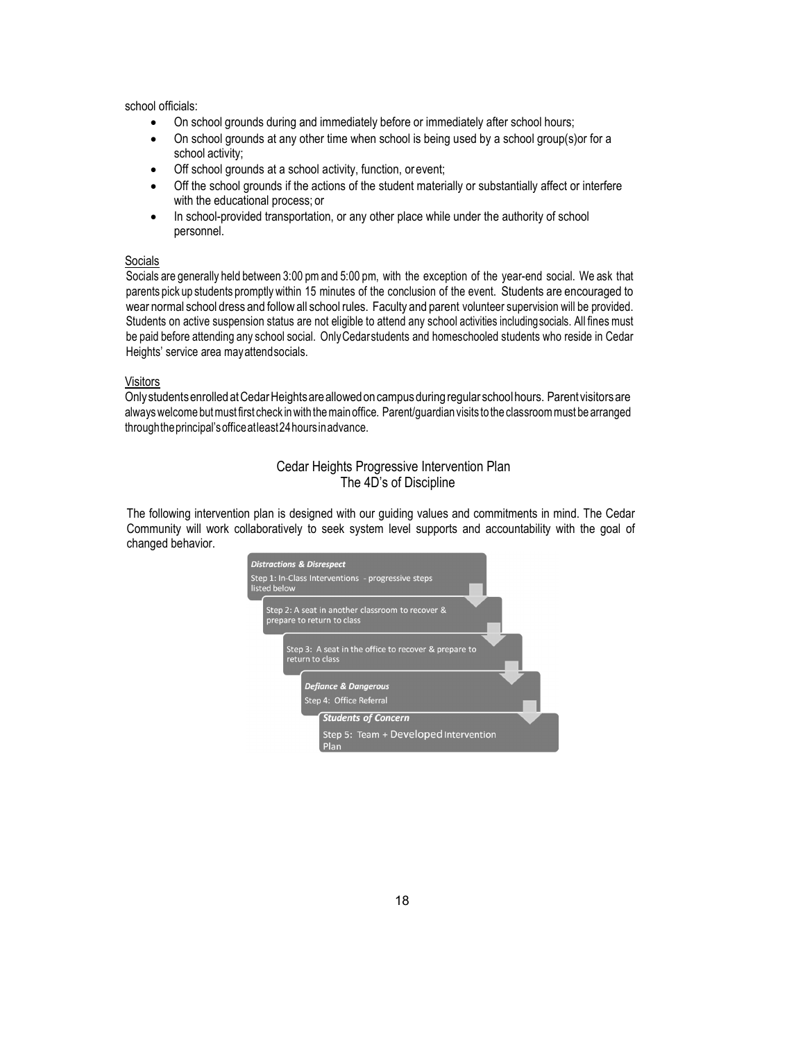school officials:

- On school grounds during and immediately before or immediately after school hours;
- On school grounds at any other time when school is being used by a school group(s)or for a school activity;
- Off school grounds at a school activity, function, or event;
- Off the school grounds if the actions of the student materially or substantially affect or interfere with the educational process; or
- In school-provided transportation, or any other place while under the authority of school personnel.

Socials

Socials are generally held between 3:00 pm and 5:00 pm, with the exception of the year-end social. We ask that parents pick up students promptly within 15 minutes of the conclusion of the event. Students are encouraged to wear normal school dress and follow all school rules. Faculty and parent volunteer supervision will be provided. Students on active suspension status are not eligible to attend any school activities including socials. All fines must be paid before attending any school social. Only Cedar students and homeschooled students who reside in Cedar Heights' service area may attend socials.

Visitors

Only students enrolled at Cedar Heights are allowed on campus during regular school hours. Parent visitors are always welcome but must first check in with the main office. Parent/guardian visits to the classroom must be arranged through the principal's office at least 24 hours in advance.

## Cedar Heights Progressive Intervention Plan
## The 4D's of Discipline

The following intervention plan is designed with our guiding values and commitments in mind. The Cedar Community will work collaboratively to seek system level supports and accountability with the goal of changed behavior.

***Distractions & Disrespect***

Step 1: In-Class Interventions - progressive steps listed below

Step 2: A seat in another classroom to recover & prepare to return to class

Step 3: A seat in the office to recover & prepare to return to class

***Defiance & Dangerous***

Step 4: Office Referral

***Students of Concern***

Step 5: Team + Developed Intervention Plan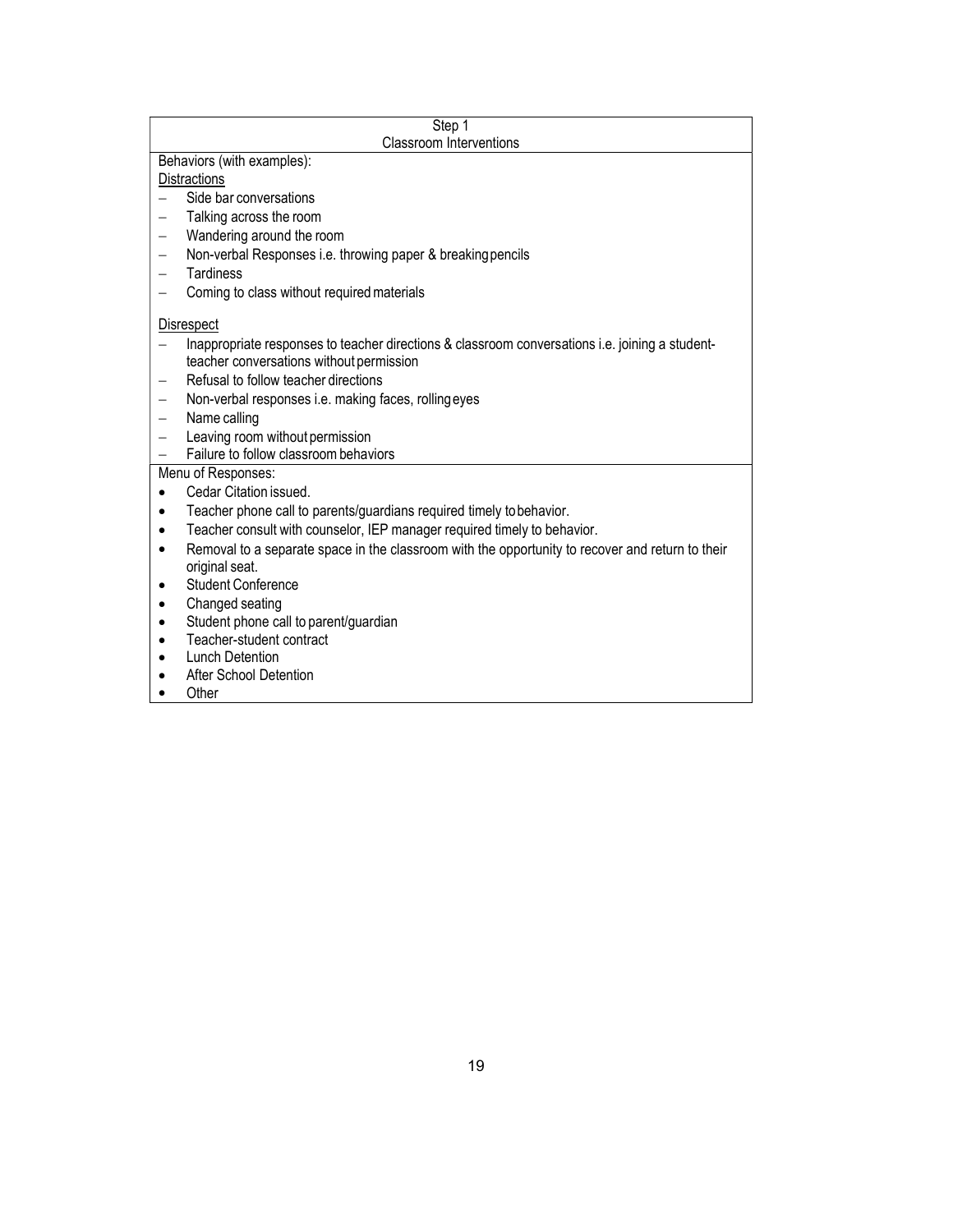| Step 1<br>Classroom Interventions |
|---|
| Behaviors (with examples):<br>Distractions<br>– Side bar conversations<br>– Talking across the room<br>– Wandering around the room<br>– Non-verbal Responses i.e. throwing paper & breaking pencils<br>– Tardiness<br>– Coming to class without required materials<br><br>Disrespect<br>– Inappropriate responses to teacher directions & classroom conversations i.e. joining a student-teacher conversations without permission<br>– Refusal to follow teacher directions<br>– Non-verbal responses i.e. making faces, rolling eyes<br>– Name calling<br>– Leaving room without permission<br>– Failure to follow classroom behaviors |
| Menu of Responses:<br>• Cedar Citation issued.<br>• Teacher phone call to parents/guardians required timely to behavior.<br>• Teacher consult with counselor, IEP manager required timely to behavior.<br>• Removal to a separate space in the classroom with the opportunity to recover and return to their original seat.<br>• Student Conference<br>• Changed seating<br>• Student phone call to parent/guardian<br>• Teacher-student contract<br>• Lunch Detention<br>• After School Detention<br>• Other |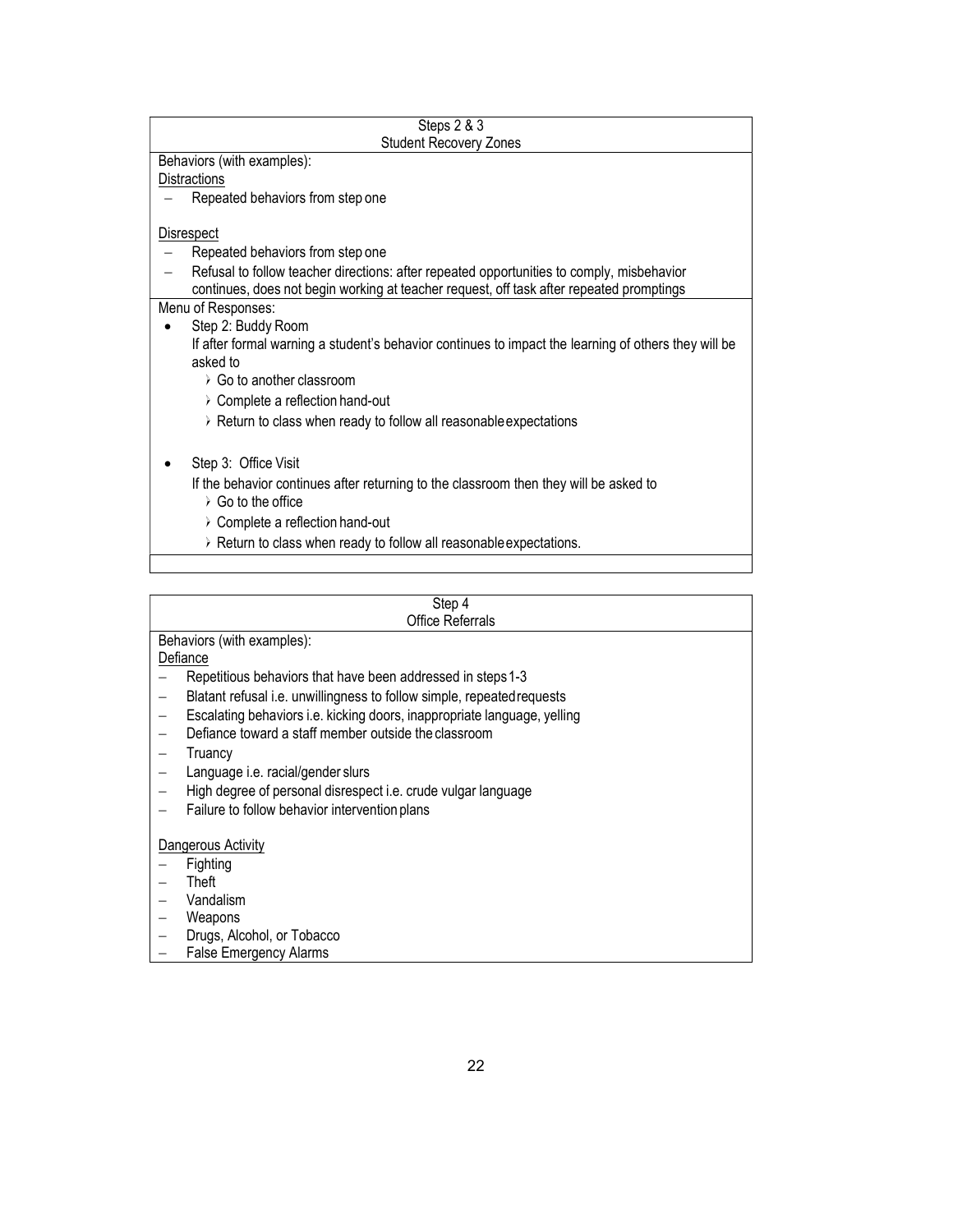## Steps 2 & 3
### Student Recovery Zones

Behaviors (with examples):

Distractions

- Repeated behaviors from step one

Disrespect

- Repeated behaviors from step one
- Refusal to follow teacher directions: after repeated opportunities to comply, misbehavior continues, does not begin working at teacher request, off task after repeated promptings

Menu of Responses:

- Step 2: Buddy Room

  If after formal warning a student's behavior continues to impact the learning of others they will be asked to
  - Go to another classroom
  - Complete a reflection hand-out
  - Return to class when ready to follow all reasonable expectations

- Step 3: Office Visit

  If the behavior continues after returning to the classroom then they will be asked to
  - Go to the office
  - Complete a reflection hand-out
  - Return to class when ready to follow all reasonable expectations.

## Step 4
### Office Referrals

Behaviors (with examples):

Defiance

- Repetitious behaviors that have been addressed in steps 1-3
- Blatant refusal i.e. unwillingness to follow simple, repeated requests
- Escalating behaviors i.e. kicking doors, inappropriate language, yelling
- Defiance toward a staff member outside the classroom
- Truancy
- Language i.e. racial/gender slurs
- High degree of personal disrespect i.e. crude vulgar language
- Failure to follow behavior intervention plans

Dangerous Activity

- Fighting
- Theft
- Vandalism
- Weapons
- Drugs, Alcohol, or Tobacco
- False Emergency Alarms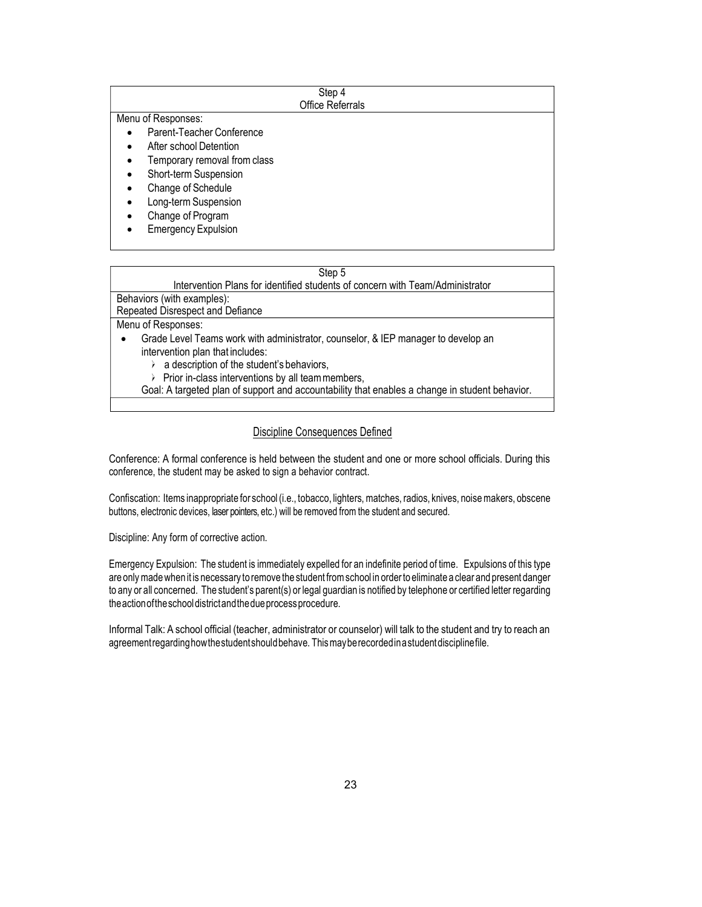| Step 4<br>Office Referrals |
|---|
| Menu of Responses:<br>• Parent-Teacher Conference<br>• After school Detention<br>• Temporary removal from class<br>• Short-term Suspension<br>• Change of Schedule<br>• Long-term Suspension<br>• Change of Program<br>• Emergency Expulsion |

| Step 5<br>Intervention Plans for identified students of concern with Team/Administrator |
|---|
| Behaviors (with examples):<br>Repeated Disrespect and Defiance |
| Menu of Responses:<br>• Grade Level Teams work with administrator, counselor, & IEP manager to develop an intervention plan that includes:<br>  ➢ a description of the student's behaviors,<br>  ➢ Prior in-class interventions by all team members,<br>Goal: A targeted plan of support and accountability that enables a change in student behavior. |

## Discipline Consequences Defined

Conference: A formal conference is held between the student and one or more school officials. During this conference, the student may be asked to sign a behavior contract.

Confiscation: Items inappropriate for school (i.e., tobacco, lighters, matches, radios, knives, noise makers, obscene buttons, electronic devices, laser pointers, etc.) will be removed from the student and secured.

Discipline: Any form of corrective action.

Emergency Expulsion: The student is immediately expelled for an indefinite period of time. Expulsions of this type are only made when it is necessary to remove the student from school in order to eliminate a clear and present danger to any or all concerned. The student's parent(s) or legal guardian is notified by telephone or certified letter regarding the action of the school district and the due process procedure.

Informal Talk: A school official (teacher, administrator or counselor) will talk to the student and try to reach an agreement regarding how the student should behave. This may be recorded in a student discipline file.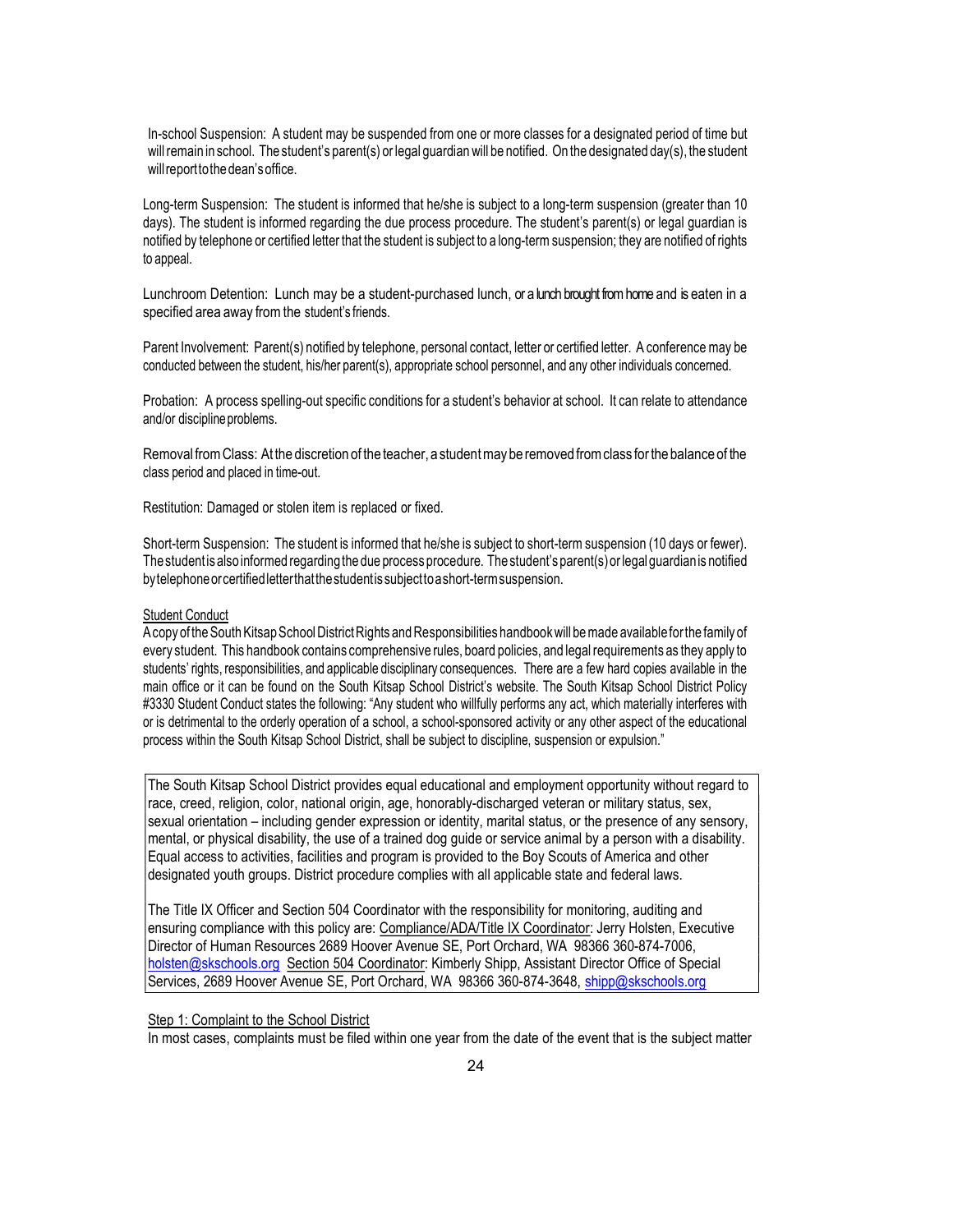In-school Suspension: A student may be suspended from one or more classes for a designated period of time but will remain in school. The student's parent(s) or legal guardian will be notified. On the designated day(s), the student will report to the dean's office.

Long-term Suspension: The student is informed that he/she is subject to a long-term suspension (greater than 10 days). The student is informed regarding the due process procedure. The student's parent(s) or legal guardian is notified by telephone or certified letter that the student is subject to a long-term suspension; they are notified of rights to appeal.

Lunchroom Detention: Lunch may be a student-purchased lunch, or a lunch brought from home and is eaten in a specified area away from the student's friends.

Parent Involvement: Parent(s) notified by telephone, personal contact, letter or certified letter. A conference may be conducted between the student, his/her parent(s), appropriate school personnel, and any other individuals concerned.

Probation: A process spelling-out specific conditions for a student's behavior at school. It can relate to attendance and/or discipline problems.

Removal from Class: At the discretion of the teacher, a student may be removed from class for the balance of the class period and placed in time-out.

Restitution: Damaged or stolen item is replaced or fixed.

Short-term Suspension: The student is informed that he/she is subject to short-term suspension (10 days or fewer). The student is also informed regarding the due process procedure. The student's parent(s) or legal guardian is notified by telephone or certified letter that the student is subject to a short-term suspension.

<u>Student Conduct</u>

A copy of the South Kitsap School District Rights and Responsibilities handbook will be made available for the family of every student. This handbook contains comprehensive rules, board policies, and legal requirements as they apply to students' rights, responsibilities, and applicable disciplinary consequences. There are a few hard copies available in the main office or it can be found on the South Kitsap School District's website. The South Kitsap School District Policy #3330 Student Conduct states the following: "Any student who willfully performs any act, which materially interferes with or is detrimental to the orderly operation of a school, a school-sponsored activity or any other aspect of the educational process within the South Kitsap School District, shall be subject to discipline, suspension or expulsion."

> The South Kitsap School District provides equal educational and employment opportunity without regard to race, creed, religion, color, national origin, age, honorably-discharged veteran or military status, sex, sexual orientation – including gender expression or identity, marital status, or the presence of any sensory, mental, or physical disability, the use of a trained dog guide or service animal by a person with a disability. Equal access to activities, facilities and program is provided to the Boy Scouts of America and other designated youth groups. District procedure complies with all applicable state and federal laws.
>
> The Title IX Officer and Section 504 Coordinator with the responsibility for monitoring, auditing and ensuring compliance with this policy are: <u>Compliance/ADA/Title IX Coordinator</u>: Jerry Holsten, Executive Director of Human Resources 2689 Hoover Avenue SE, Port Orchard, WA 98366 360-874-7006, holsten@skschools.org <u>Section 504 Coordinator</u>: Kimberly Shipp, Assistant Director Office of Special Services, 2689 Hoover Avenue SE, Port Orchard, WA 98366 360-874-3648, shipp@skschools.org

<u>Step 1: Complaint to the School District</u>

In most cases, complaints must be filed within one year from the date of the event that is the subject matter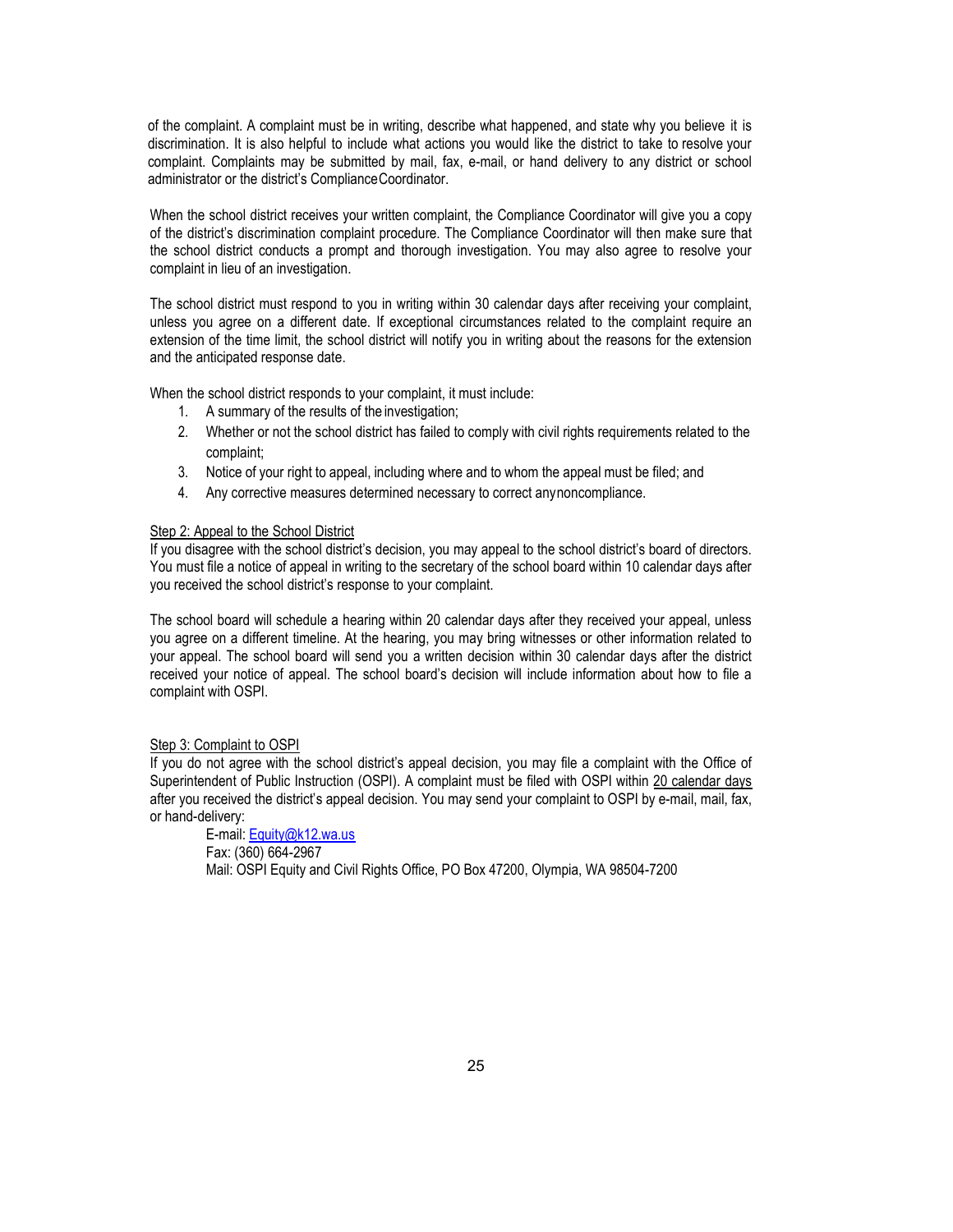of the complaint. A complaint must be in writing, describe what happened, and state why you believe it is discrimination. It is also helpful to include what actions you would like the district to take to resolve your complaint. Complaints may be submitted by mail, fax, e-mail, or hand delivery to any district or school administrator or the district's Compliance Coordinator.

When the school district receives your written complaint, the Compliance Coordinator will give you a copy of the district's discrimination complaint procedure. The Compliance Coordinator will then make sure that the school district conducts a prompt and thorough investigation. You may also agree to resolve your complaint in lieu of an investigation.

The school district must respond to you in writing within 30 calendar days after receiving your complaint, unless you agree on a different date. If exceptional circumstances related to the complaint require an extension of the time limit, the school district will notify you in writing about the reasons for the extension and the anticipated response date.

When the school district responds to your complaint, it must include:

1. A summary of the results of the investigation;
2. Whether or not the school district has failed to comply with civil rights requirements related to the complaint;
3. Notice of your right to appeal, including where and to whom the appeal must be filed; and
4. Any corrective measures determined necessary to correct any noncompliance.

<u>Step 2: Appeal to the School District</u>

If you disagree with the school district's decision, you may appeal to the school district's board of directors. You must file a notice of appeal in writing to the secretary of the school board within 10 calendar days after you received the school district's response to your complaint.

The school board will schedule a hearing within 20 calendar days after they received your appeal, unless you agree on a different timeline. At the hearing, you may bring witnesses or other information related to your appeal. The school board will send you a written decision within 30 calendar days after the district received your notice of appeal. The school board's decision will include information about how to file a complaint with OSPI.

<u>Step 3: Complaint to OSPI</u>

If you do not agree with the school district's appeal decision, you may file a complaint with the Office of Superintendent of Public Instruction (OSPI). A complaint must be filed with OSPI within <u>20 calendar days</u> after you received the district's appeal decision. You may send your complaint to OSPI by e-mail, mail, fax, or hand-delivery:

E-mail: Equity@k12.wa.us
Fax: (360) 664-2967
Mail: OSPI Equity and Civil Rights Office, PO Box 47200, Olympia, WA 98504-7200